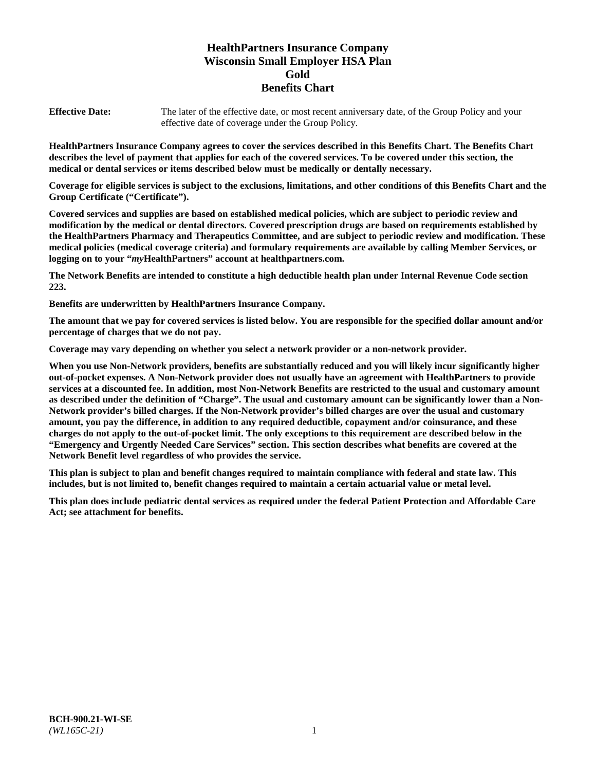# HealthPartners Insurance Company
# Wisconsin Small Employer HSA Plan
# Gold
# Benefits Chart

**Effective Date:** The later of the effective date, or most recent anniversary date, of the Group Policy and your effective date of coverage under the Group Policy.

**HealthPartners Insurance Company agrees to cover the services described in this Benefits Chart. The Benefits Chart describes the level of payment that applies for each of the covered services. To be covered under this section, the medical or dental services or items described below must be medically or dentally necessary.**

**Coverage for eligible services is subject to the exclusions, limitations, and other conditions of this Benefits Chart and the Group Certificate ("Certificate").**

**Covered services and supplies are based on established medical policies, which are subject to periodic review and modification by the medical or dental directors. Covered prescription drugs are based on requirements established by the HealthPartners Pharmacy and Therapeutics Committee, and are subject to periodic review and modification. These medical policies (medical coverage criteria) and formulary requirements are available by calling Member Services, or logging on to your "*my*HealthPartners" account at healthpartners.com.**

**The Network Benefits are intended to constitute a high deductible health plan under Internal Revenue Code section 223.**

**Benefits are underwritten by HealthPartners Insurance Company.**

**The amount that we pay for covered services is listed below. You are responsible for the specified dollar amount and/or percentage of charges that we do not pay.**

**Coverage may vary depending on whether you select a network provider or a non-network provider.**

**When you use Non-Network providers, benefits are substantially reduced and you will likely incur significantly higher out-of-pocket expenses. A Non-Network provider does not usually have an agreement with HealthPartners to provide services at a discounted fee. In addition, most Non-Network Benefits are restricted to the usual and customary amount as described under the definition of "Charge". The usual and customary amount can be significantly lower than a Non-Network provider's billed charges. If the Non-Network provider's billed charges are over the usual and customary amount, you pay the difference, in addition to any required deductible, copayment and/or coinsurance, and these charges do not apply to the out-of-pocket limit. The only exceptions to this requirement are described below in the "Emergency and Urgently Needed Care Services" section. This section describes what benefits are covered at the Network Benefit level regardless of who provides the service.**

**This plan is subject to plan and benefit changes required to maintain compliance with federal and state law. This includes, but is not limited to, benefit changes required to maintain a certain actuarial value or metal level.**

**This plan does include pediatric dental services as required under the federal Patient Protection and Affordable Care Act; see attachment for benefits.**

**BCH-900.21-WI-SE**
*(WL165C-21)*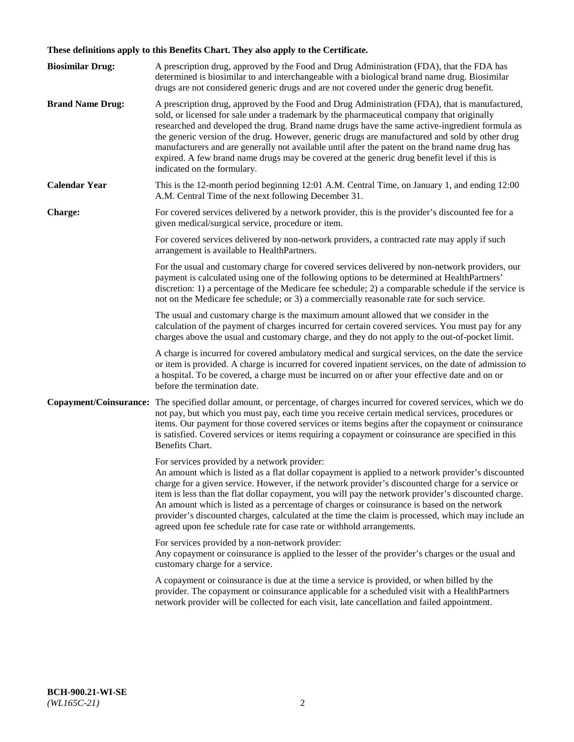**These definitions apply to this Benefits Chart. They also apply to the Certificate.**

**Biosimilar Drug:** A prescription drug, approved by the Food and Drug Administration (FDA), that the FDA has determined is biosimilar to and interchangeable with a biological brand name drug. Biosimilar drugs are not considered generic drugs and are not covered under the generic drug benefit.

**Brand Name Drug:** A prescription drug, approved by the Food and Drug Administration (FDA), that is manufactured, sold, or licensed for sale under a trademark by the pharmaceutical company that originally researched and developed the drug. Brand name drugs have the same active-ingredient formula as the generic version of the drug. However, generic drugs are manufactured and sold by other drug manufacturers and are generally not available until after the patent on the brand name drug has expired. A few brand name drugs may be covered at the generic drug benefit level if this is indicated on the formulary.

**Calendar Year** This is the 12-month period beginning 12:01 A.M. Central Time, on January 1, and ending 12:00 A.M. Central Time of the next following December 31.

**Charge:** For covered services delivered by a network provider, this is the provider's discounted fee for a given medical/surgical service, procedure or item.

For covered services delivered by non-network providers, a contracted rate may apply if such arrangement is available to HealthPartners.

For the usual and customary charge for covered services delivered by non-network providers, our payment is calculated using one of the following options to be determined at HealthPartners' discretion: 1) a percentage of the Medicare fee schedule; 2) a comparable schedule if the service is not on the Medicare fee schedule; or 3) a commercially reasonable rate for such service.

The usual and customary charge is the maximum amount allowed that we consider in the calculation of the payment of charges incurred for certain covered services. You must pay for any charges above the usual and customary charge, and they do not apply to the out-of-pocket limit.

A charge is incurred for covered ambulatory medical and surgical services, on the date the service or item is provided. A charge is incurred for covered inpatient services, on the date of admission to a hospital. To be covered, a charge must be incurred on or after your effective date and on or before the termination date.

**Copayment/Coinsurance:** The specified dollar amount, or percentage, of charges incurred for covered services, which we do not pay, but which you must pay, each time you receive certain medical services, procedures or items. Our payment for those covered services or items begins after the copayment or coinsurance is satisfied. Covered services or items requiring a copayment or coinsurance are specified in this Benefits Chart.

For services provided by a network provider:
An amount which is listed as a flat dollar copayment is applied to a network provider's discounted charge for a given service. However, if the network provider's discounted charge for a service or item is less than the flat dollar copayment, you will pay the network provider's discounted charge. An amount which is listed as a percentage of charges or coinsurance is based on the network provider's discounted charges, calculated at the time the claim is processed, which may include an agreed upon fee schedule rate for case rate or withhold arrangements.

For services provided by a non-network provider:
Any copayment or coinsurance is applied to the lesser of the provider's charges or the usual and customary charge for a service.

A copayment or coinsurance is due at the time a service is provided, or when billed by the provider. The copayment or coinsurance applicable for a scheduled visit with a HealthPartners network provider will be collected for each visit, late cancellation and failed appointment.

**BCH-900.21-WI-SE**
*(WL165C-21)*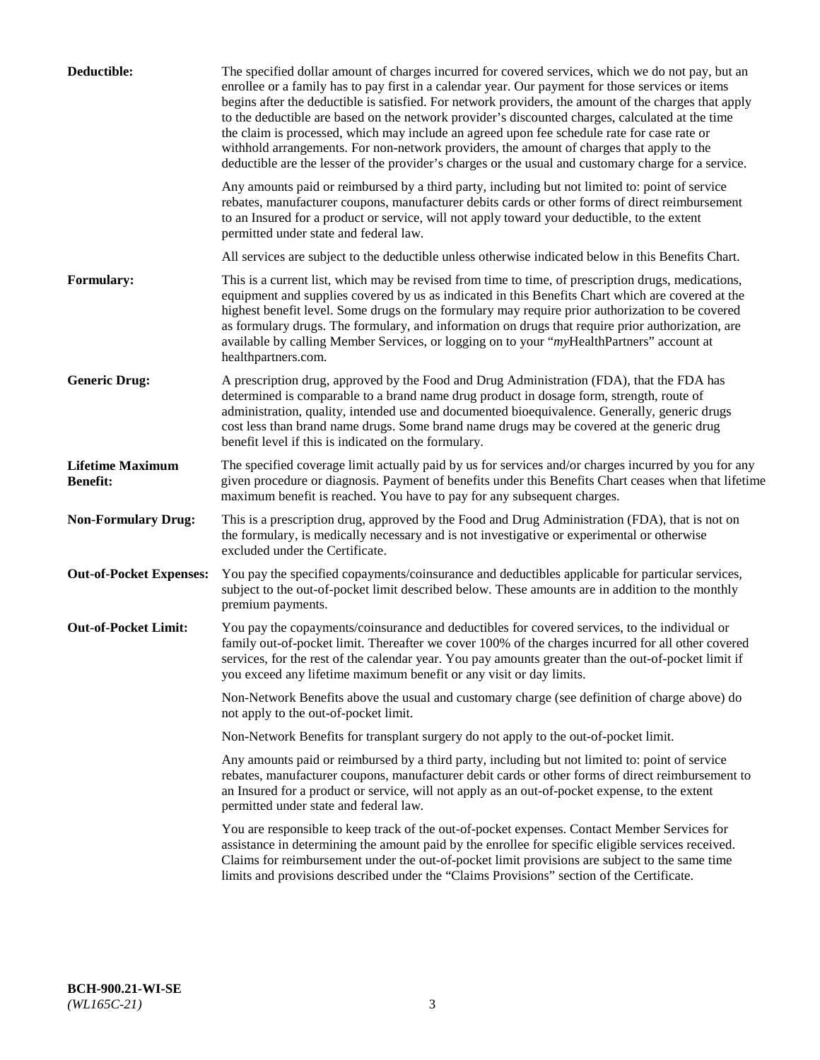**Deductible:** The specified dollar amount of charges incurred for covered services, which we do not pay, but an enrollee or a family has to pay first in a calendar year. Our payment for those services or items begins after the deductible is satisfied. For network providers, the amount of the charges that apply to the deductible are based on the network provider's discounted charges, calculated at the time the claim is processed, which may include an agreed upon fee schedule rate for case rate or withhold arrangements. For non-network providers, the amount of charges that apply to the deductible are the lesser of the provider's charges or the usual and customary charge for a service.

Any amounts paid or reimbursed by a third party, including but not limited to: point of service rebates, manufacturer coupons, manufacturer debits cards or other forms of direct reimbursement to an Insured for a product or service, will not apply toward your deductible, to the extent permitted under state and federal law.

All services are subject to the deductible unless otherwise indicated below in this Benefits Chart.

**Formulary:** This is a current list, which may be revised from time to time, of prescription drugs, medications, equipment and supplies covered by us as indicated in this Benefits Chart which are covered at the highest benefit level. Some drugs on the formulary may require prior authorization to be covered as formulary drugs. The formulary, and information on drugs that require prior authorization, are available by calling Member Services, or logging on to your "*my*HealthPartners" account at healthpartners.com.

**Generic Drug:** A prescription drug, approved by the Food and Drug Administration (FDA), that the FDA has determined is comparable to a brand name drug product in dosage form, strength, route of administration, quality, intended use and documented bioequivalence. Generally, generic drugs cost less than brand name drugs. Some brand name drugs may be covered at the generic drug benefit level if this is indicated on the formulary.

**Lifetime Maximum Benefit:** The specified coverage limit actually paid by us for services and/or charges incurred by you for any given procedure or diagnosis. Payment of benefits under this Benefits Chart ceases when that lifetime maximum benefit is reached. You have to pay for any subsequent charges.

**Non-Formulary Drug:** This is a prescription drug, approved by the Food and Drug Administration (FDA), that is not on the formulary, is medically necessary and is not investigative or experimental or otherwise excluded under the Certificate.

**Out-of-Pocket Expenses:** You pay the specified copayments/coinsurance and deductibles applicable for particular services, subject to the out-of-pocket limit described below. These amounts are in addition to the monthly premium payments.

**Out-of-Pocket Limit:** You pay the copayments/coinsurance and deductibles for covered services, to the individual or family out-of-pocket limit. Thereafter we cover 100% of the charges incurred for all other covered services, for the rest of the calendar year. You pay amounts greater than the out-of-pocket limit if you exceed any lifetime maximum benefit or any visit or day limits.

Non-Network Benefits above the usual and customary charge (see definition of charge above) do not apply to the out-of-pocket limit.

Non-Network Benefits for transplant surgery do not apply to the out-of-pocket limit.

Any amounts paid or reimbursed by a third party, including but not limited to: point of service rebates, manufacturer coupons, manufacturer debit cards or other forms of direct reimbursement to an Insured for a product or service, will not apply as an out-of-pocket expense, to the extent permitted under state and federal law.

You are responsible to keep track of the out-of-pocket expenses. Contact Member Services for assistance in determining the amount paid by the enrollee for specific eligible services received. Claims for reimbursement under the out-of-pocket limit provisions are subject to the same time limits and provisions described under the "Claims Provisions" section of the Certificate.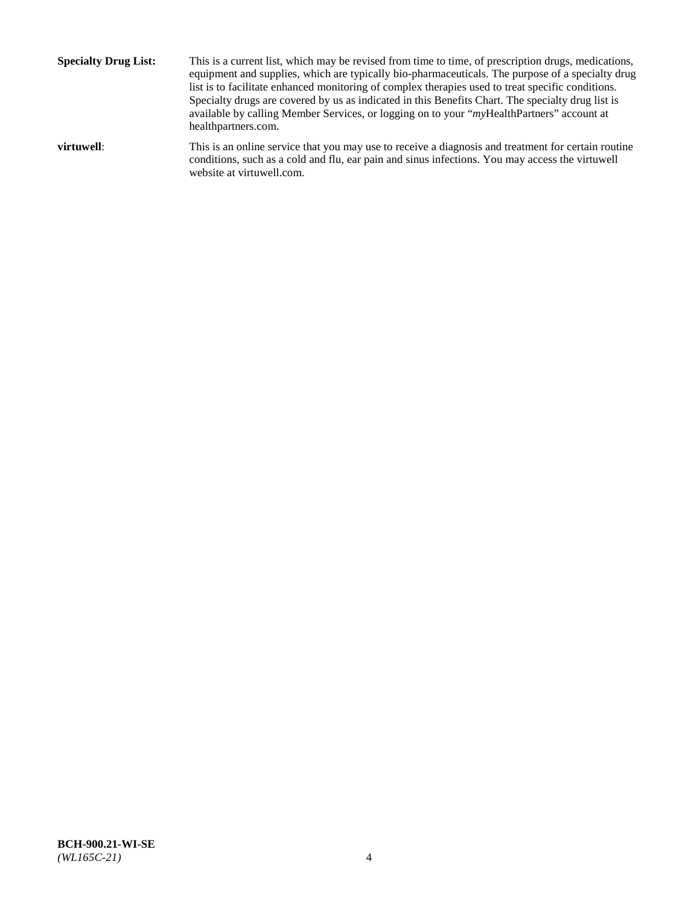**Specialty Drug List:** This is a current list, which may be revised from time to time, of prescription drugs, medications, equipment and supplies, which are typically bio-pharmaceuticals. The purpose of a specialty drug list is to facilitate enhanced monitoring of complex therapies used to treat specific conditions. Specialty drugs are covered by us as indicated in this Benefits Chart. The specialty drug list is available by calling Member Services, or logging on to your "*my*HealthPartners" account at healthpartners.com.

**virtuwell**: This is an online service that you may use to receive a diagnosis and treatment for certain routine conditions, such as a cold and flu, ear pain and sinus infections. You may access the virtuwell website at virtuwell.com.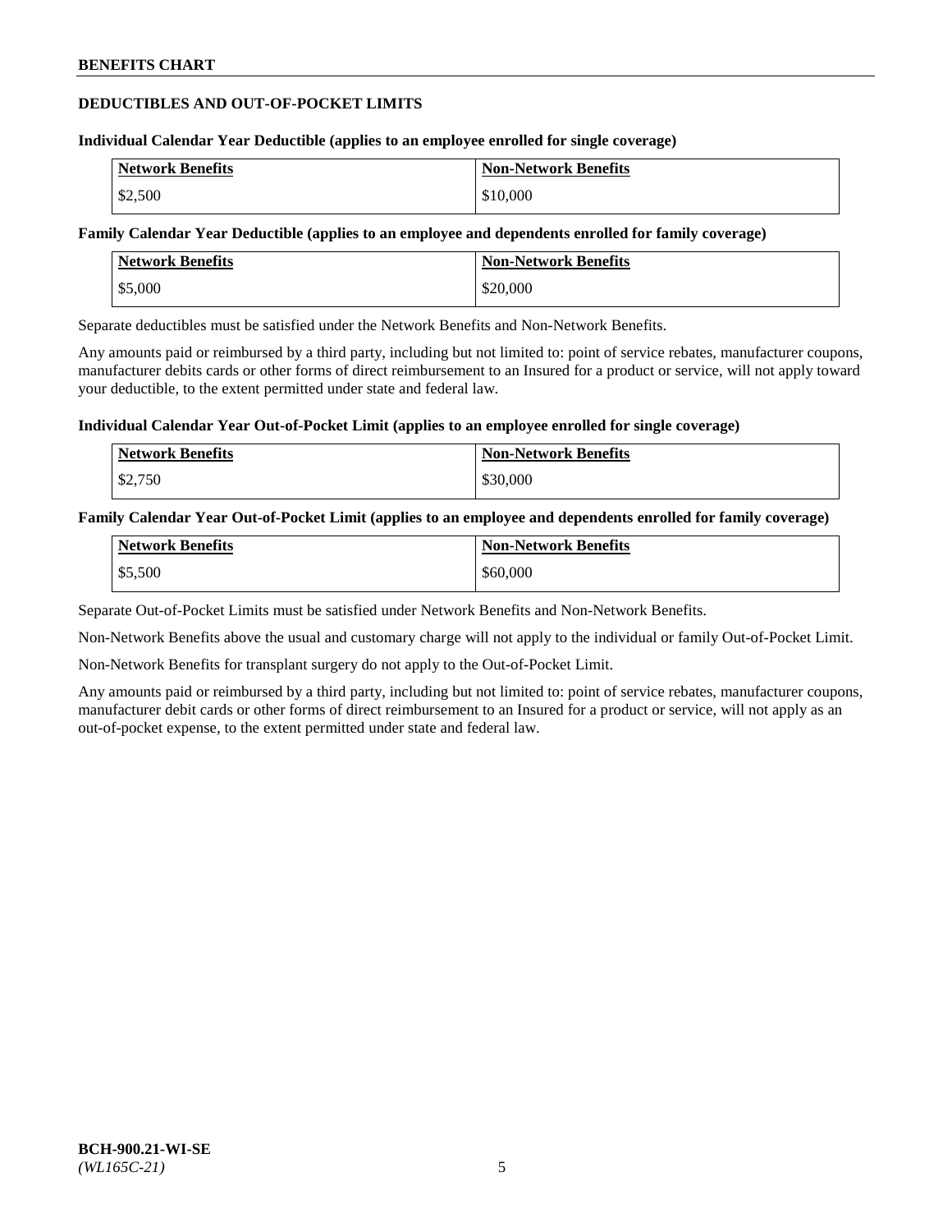## DEDUCTIBLES AND OUT-OF-POCKET LIMITS

**Individual Calendar Year Deductible (applies to an employee enrolled for single coverage)**

| Network Benefits | Non-Network Benefits |
|---|---|
| $2,500 | $10,000 |

**Family Calendar Year Deductible (applies to an employee and dependents enrolled for family coverage)**

| Network Benefits | Non-Network Benefits |
|---|---|
| $5,000 | $20,000 |

Separate deductibles must be satisfied under the Network Benefits and Non-Network Benefits.

Any amounts paid or reimbursed by a third party, including but not limited to: point of service rebates, manufacturer coupons, manufacturer debits cards or other forms of direct reimbursement to an Insured for a product or service, will not apply toward your deductible, to the extent permitted under state and federal law.

**Individual Calendar Year Out-of-Pocket Limit (applies to an employee enrolled for single coverage)**

| Network Benefits | Non-Network Benefits |
|---|---|
| $2,750 | $30,000 |

**Family Calendar Year Out-of-Pocket Limit (applies to an employee and dependents enrolled for family coverage)**

| Network Benefits | Non-Network Benefits |
|---|---|
| $5,500 | $60,000 |

Separate Out-of-Pocket Limits must be satisfied under Network Benefits and Non-Network Benefits.

Non-Network Benefits above the usual and customary charge will not apply to the individual or family Out-of-Pocket Limit.

Non-Network Benefits for transplant surgery do not apply to the Out-of-Pocket Limit.

Any amounts paid or reimbursed by a third party, including but not limited to: point of service rebates, manufacturer coupons, manufacturer debit cards or other forms of direct reimbursement to an Insured for a product or service, will not apply as an out-of-pocket expense, to the extent permitted under state and federal law.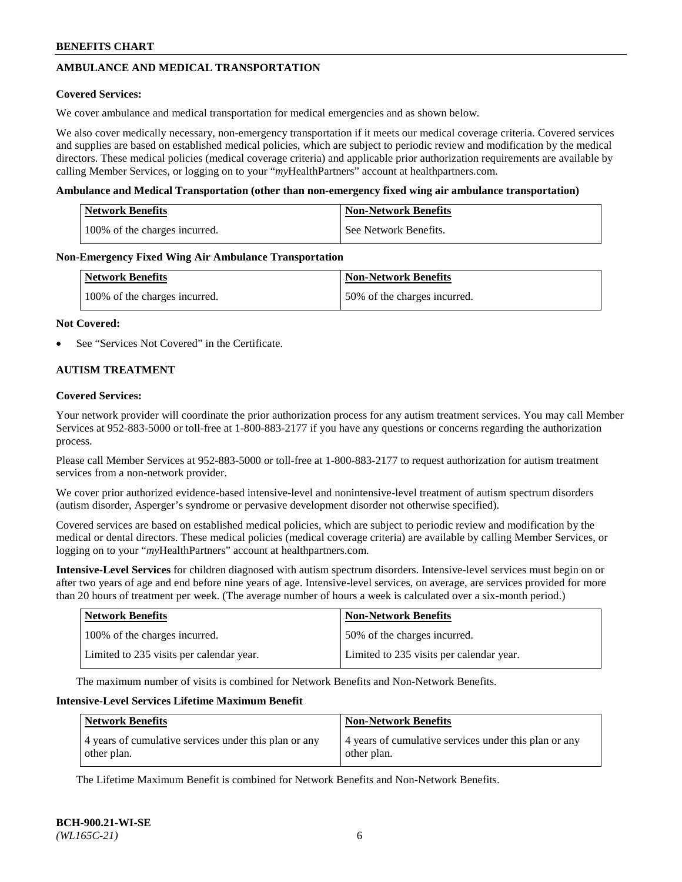## AMBULANCE AND MEDICAL TRANSPORTATION

**Covered Services:**

We cover ambulance and medical transportation for medical emergencies and as shown below.

We also cover medically necessary, non-emergency transportation if it meets our medical coverage criteria. Covered services and supplies are based on established medical policies, which are subject to periodic review and modification by the medical directors. These medical policies (medical coverage criteria) and applicable prior authorization requirements are available by calling Member Services, or logging on to your "*my*HealthPartners" account at healthpartners.com.

**Ambulance and Medical Transportation (other than non-emergency fixed wing air ambulance transportation)**

| Network Benefits | Non-Network Benefits |
|---|---|
| 100% of the charges incurred. | See Network Benefits. |

**Non-Emergency Fixed Wing Air Ambulance Transportation**

| Network Benefits | Non-Network Benefits |
|---|---|
| 100% of the charges incurred. | 50% of the charges incurred. |

**Not Covered:**

- See "Services Not Covered" in the Certificate.

## AUTISM TREATMENT

**Covered Services:**

Your network provider will coordinate the prior authorization process for any autism treatment services. You may call Member Services at 952-883-5000 or toll-free at 1-800-883-2177 if you have any questions or concerns regarding the authorization process.

Please call Member Services at 952-883-5000 or toll-free at 1-800-883-2177 to request authorization for autism treatment services from a non-network provider.

We cover prior authorized evidence-based intensive-level and nonintensive-level treatment of autism spectrum disorders (autism disorder, Asperger's syndrome or pervasive development disorder not otherwise specified).

Covered services are based on established medical policies, which are subject to periodic review and modification by the medical or dental directors. These medical policies (medical coverage criteria) are available by calling Member Services, or logging on to your "*my*HealthPartners" account at healthpartners.com.

**Intensive-Level Services** for children diagnosed with autism spectrum disorders. Intensive-level services must begin on or after two years of age and end before nine years of age. Intensive-level services, on average, are services provided for more than 20 hours of treatment per week. (The average number of hours a week is calculated over a six-month period.)

| Network Benefits | Non-Network Benefits |
|---|---|
| 100% of the charges incurred. | 50% of the charges incurred. |
| Limited to 235 visits per calendar year. | Limited to 235 visits per calendar year. |

The maximum number of visits is combined for Network Benefits and Non-Network Benefits.

**Intensive-Level Services Lifetime Maximum Benefit**

| Network Benefits | Non-Network Benefits |
|---|---|
| 4 years of cumulative services under this plan or any other plan. | 4 years of cumulative services under this plan or any other plan. |

The Lifetime Maximum Benefit is combined for Network Benefits and Non-Network Benefits.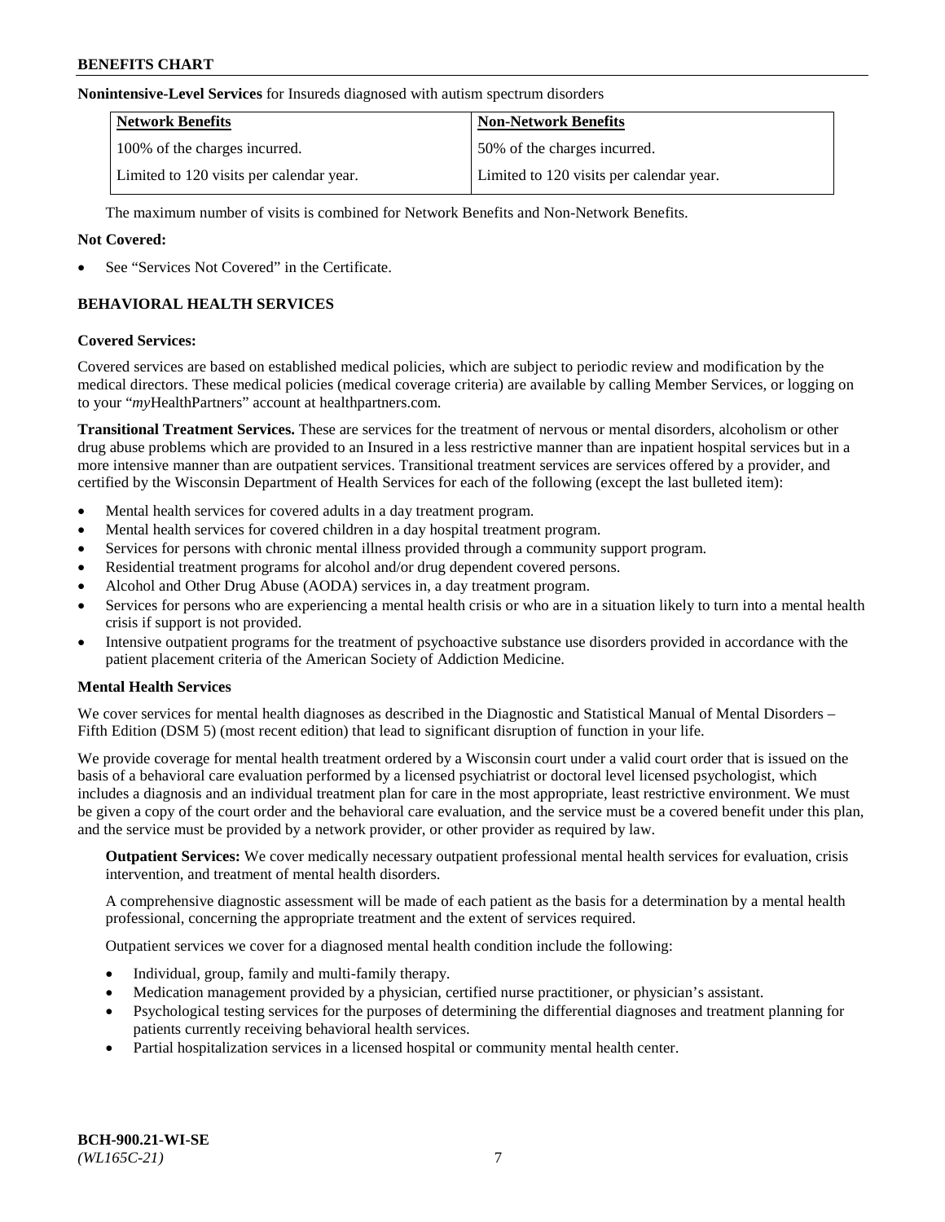**Nonintensive-Level Services** for Insureds diagnosed with autism spectrum disorders

| Network Benefits | Non-Network Benefits |
| --- | --- |
| 100% of the charges incurred. | 50% of the charges incurred. |
| Limited to 120 visits per calendar year. | Limited to 120 visits per calendar year. |

The maximum number of visits is combined for Network Benefits and Non-Network Benefits.

**Not Covered:**

- See "Services Not Covered" in the Certificate.

## BEHAVIORAL HEALTH SERVICES

**Covered Services:**

Covered services are based on established medical policies, which are subject to periodic review and modification by the medical directors. These medical policies (medical coverage criteria) are available by calling Member Services, or logging on to your "*my*HealthPartners" account at healthpartners.com.

**Transitional Treatment Services.** These are services for the treatment of nervous or mental disorders, alcoholism or other drug abuse problems which are provided to an Insured in a less restrictive manner than are inpatient hospital services but in a more intensive manner than are outpatient services. Transitional treatment services are services offered by a provider, and certified by the Wisconsin Department of Health Services for each of the following (except the last bulleted item):

- Mental health services for covered adults in a day treatment program.
- Mental health services for covered children in a day hospital treatment program.
- Services for persons with chronic mental illness provided through a community support program.
- Residential treatment programs for alcohol and/or drug dependent covered persons.
- Alcohol and Other Drug Abuse (AODA) services in, a day treatment program.
- Services for persons who are experiencing a mental health crisis or who are in a situation likely to turn into a mental health crisis if support is not provided.
- Intensive outpatient programs for the treatment of psychoactive substance use disorders provided in accordance with the patient placement criteria of the American Society of Addiction Medicine.

**Mental Health Services**

We cover services for mental health diagnoses as described in the Diagnostic and Statistical Manual of Mental Disorders – Fifth Edition (DSM 5) (most recent edition) that lead to significant disruption of function in your life.

We provide coverage for mental health treatment ordered by a Wisconsin court under a valid court order that is issued on the basis of a behavioral care evaluation performed by a licensed psychiatrist or doctoral level licensed psychologist, which includes a diagnosis and an individual treatment plan for care in the most appropriate, least restrictive environment. We must be given a copy of the court order and the behavioral care evaluation, and the service must be a covered benefit under this plan, and the service must be provided by a network provider, or other provider as required by law.

**Outpatient Services:** We cover medically necessary outpatient professional mental health services for evaluation, crisis intervention, and treatment of mental health disorders.

A comprehensive diagnostic assessment will be made of each patient as the basis for a determination by a mental health professional, concerning the appropriate treatment and the extent of services required.

Outpatient services we cover for a diagnosed mental health condition include the following:

- Individual, group, family and multi-family therapy.
- Medication management provided by a physician, certified nurse practitioner, or physician's assistant.
- Psychological testing services for the purposes of determining the differential diagnoses and treatment planning for patients currently receiving behavioral health services.
- Partial hospitalization services in a licensed hospital or community mental health center.

BCH-900.21-WI-SE
*(WL165C-21)*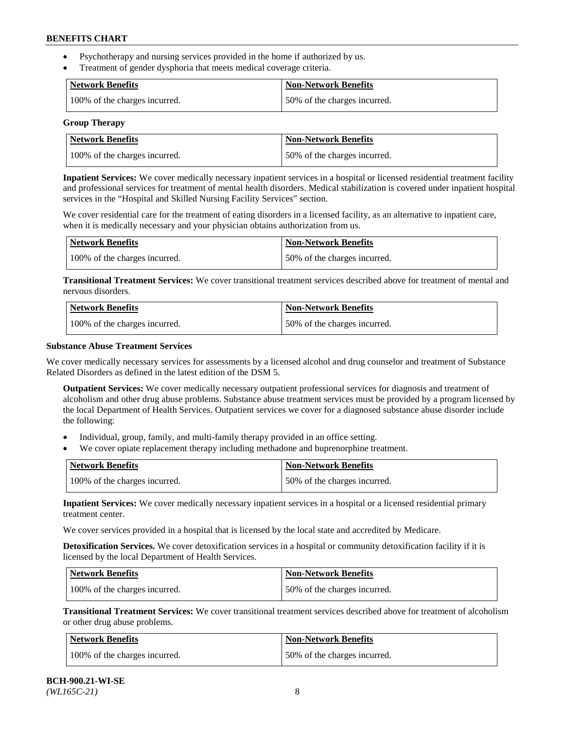- Psychotherapy and nursing services provided in the home if authorized by us.
- Treatment of gender dysphoria that meets medical coverage criteria.

| Network Benefits | Non-Network Benefits |
|---|---|
| 100% of the charges incurred. | 50% of the charges incurred. |

**Group Therapy**

| Network Benefits | Non-Network Benefits |
|---|---|
| 100% of the charges incurred. | 50% of the charges incurred. |

**Inpatient Services:** We cover medically necessary inpatient services in a hospital or licensed residential treatment facility and professional services for treatment of mental health disorders. Medical stabilization is covered under inpatient hospital services in the "Hospital and Skilled Nursing Facility Services" section.

We cover residential care for the treatment of eating disorders in a licensed facility, as an alternative to inpatient care, when it is medically necessary and your physician obtains authorization from us.

| Network Benefits | Non-Network Benefits |
|---|---|
| 100% of the charges incurred. | 50% of the charges incurred. |

**Transitional Treatment Services:** We cover transitional treatment services described above for treatment of mental and nervous disorders.

| Network Benefits | Non-Network Benefits |
|---|---|
| 100% of the charges incurred. | 50% of the charges incurred. |

**Substance Abuse Treatment Services**

We cover medically necessary services for assessments by a licensed alcohol and drug counselor and treatment of Substance Related Disorders as defined in the latest edition of the DSM 5.

**Outpatient Services:** We cover medically necessary outpatient professional services for diagnosis and treatment of alcoholism and other drug abuse problems. Substance abuse treatment services must be provided by a program licensed by the local Department of Health Services. Outpatient services we cover for a diagnosed substance abuse disorder include the following:

- Individual, group, family, and multi-family therapy provided in an office setting.
- We cover opiate replacement therapy including methadone and buprenorphine treatment.

| Network Benefits | Non-Network Benefits |
|---|---|
| 100% of the charges incurred. | 50% of the charges incurred. |

**Inpatient Services:** We cover medically necessary inpatient services in a hospital or a licensed residential primary treatment center.

We cover services provided in a hospital that is licensed by the local state and accredited by Medicare.

**Detoxification Services.** We cover detoxification services in a hospital or community detoxification facility if it is licensed by the local Department of Health Services.

| Network Benefits | Non-Network Benefits |
|---|---|
| 100% of the charges incurred. | 50% of the charges incurred. |

**Transitional Treatment Services:** We cover transitional treatment services described above for treatment of alcoholism or other drug abuse problems.

| Network Benefits | Non-Network Benefits |
|---|---|
| 100% of the charges incurred. | 50% of the charges incurred. |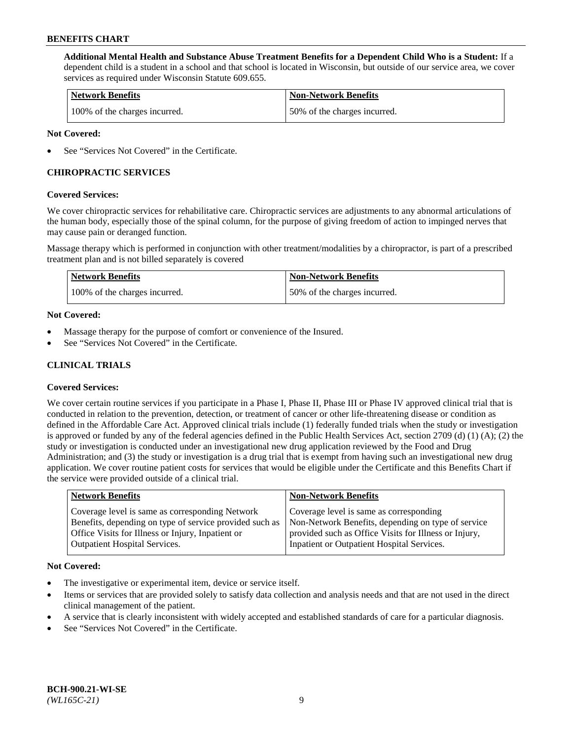**Additional Mental Health and Substance Abuse Treatment Benefits for a Dependent Child Who is a Student:** If a dependent child is a student in a school and that school is located in Wisconsin, but outside of our service area, we cover services as required under Wisconsin Statute 609.655.

| Network Benefits | Non-Network Benefits |
|---|---|
| 100% of the charges incurred. | 50% of the charges incurred. |

**Not Covered:**

- See "Services Not Covered" in the Certificate.

## CHIROPRACTIC SERVICES

**Covered Services:**

We cover chiropractic services for rehabilitative care. Chiropractic services are adjustments to any abnormal articulations of the human body, especially those of the spinal column, for the purpose of giving freedom of action to impinged nerves that may cause pain or deranged function.

Massage therapy which is performed in conjunction with other treatment/modalities by a chiropractor, is part of a prescribed treatment plan and is not billed separately is covered

| Network Benefits | Non-Network Benefits |
|---|---|
| 100% of the charges incurred. | 50% of the charges incurred. |

**Not Covered:**

- Massage therapy for the purpose of comfort or convenience of the Insured.
- See "Services Not Covered" in the Certificate.

## CLINICAL TRIALS

**Covered Services:**

We cover certain routine services if you participate in a Phase I, Phase II, Phase III or Phase IV approved clinical trial that is conducted in relation to the prevention, detection, or treatment of cancer or other life-threatening disease or condition as defined in the Affordable Care Act. Approved clinical trials include (1) federally funded trials when the study or investigation is approved or funded by any of the federal agencies defined in the Public Health Services Act, section 2709 (d) (1) (A); (2) the study or investigation is conducted under an investigational new drug application reviewed by the Food and Drug Administration; and (3) the study or investigation is a drug trial that is exempt from having such an investigational new drug application. We cover routine patient costs for services that would be eligible under the Certificate and this Benefits Chart if the service were provided outside of a clinical trial.

| Network Benefits | Non-Network Benefits |
|---|---|
| Coverage level is same as corresponding Network Benefits, depending on type of service provided such as Office Visits for Illness or Injury, Inpatient or Outpatient Hospital Services. | Coverage level is same as corresponding Non-Network Benefits, depending on type of service provided such as Office Visits for Illness or Injury, Inpatient or Outpatient Hospital Services. |

**Not Covered:**

- The investigative or experimental item, device or service itself.
- Items or services that are provided solely to satisfy data collection and analysis needs and that are not used in the direct clinical management of the patient.
- A service that is clearly inconsistent with widely accepted and established standards of care for a particular diagnosis.
- See "Services Not Covered" in the Certificate.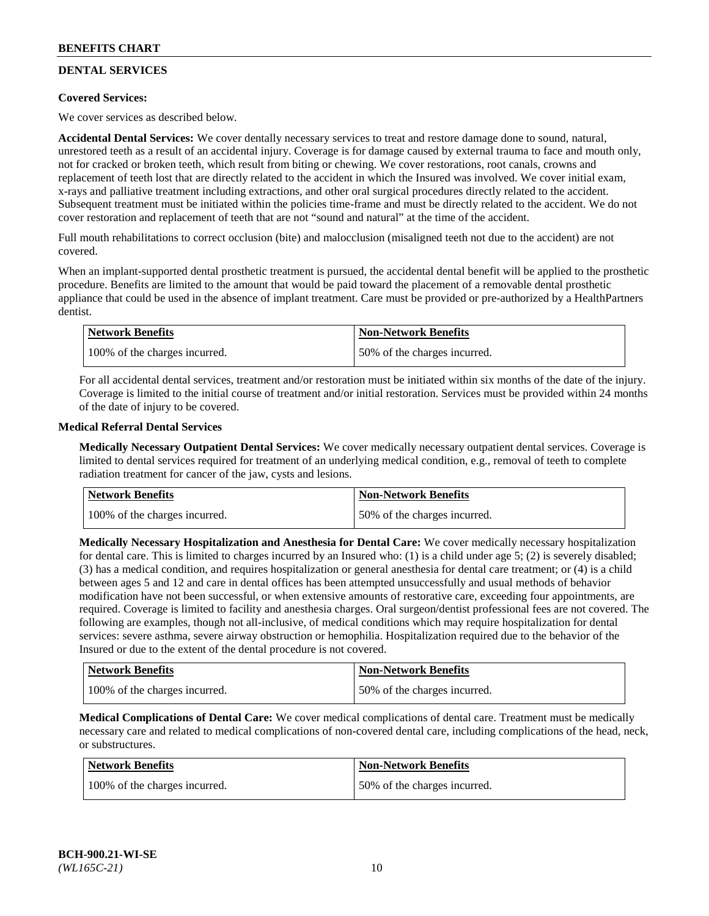## DENTAL SERVICES

**Covered Services:**

We cover services as described below.

**Accidental Dental Services:** We cover dentally necessary services to treat and restore damage done to sound, natural, unrestored teeth as a result of an accidental injury. Coverage is for damage caused by external trauma to face and mouth only, not for cracked or broken teeth, which result from biting or chewing. We cover restorations, root canals, crowns and replacement of teeth lost that are directly related to the accident in which the Insured was involved. We cover initial exam, x-rays and palliative treatment including extractions, and other oral surgical procedures directly related to the accident. Subsequent treatment must be initiated within the policies time-frame and must be directly related to the accident. We do not cover restoration and replacement of teeth that are not "sound and natural" at the time of the accident.

Full mouth rehabilitations to correct occlusion (bite) and malocclusion (misaligned teeth not due to the accident) are not covered.

When an implant-supported dental prosthetic treatment is pursued, the accidental dental benefit will be applied to the prosthetic procedure. Benefits are limited to the amount that would be paid toward the placement of a removable dental prosthetic appliance that could be used in the absence of implant treatment. Care must be provided or pre-authorized by a HealthPartners dentist.

| Network Benefits | Non-Network Benefits |
| --- | --- |
| 100% of the charges incurred. | 50% of the charges incurred. |

For all accidental dental services, treatment and/or restoration must be initiated within six months of the date of the injury. Coverage is limited to the initial course of treatment and/or initial restoration. Services must be provided within 24 months of the date of injury to be covered.

**Medical Referral Dental Services**

**Medically Necessary Outpatient Dental Services:** We cover medically necessary outpatient dental services. Coverage is limited to dental services required for treatment of an underlying medical condition, e.g., removal of teeth to complete radiation treatment for cancer of the jaw, cysts and lesions.

| Network Benefits | Non-Network Benefits |
| --- | --- |
| 100% of the charges incurred. | 50% of the charges incurred. |

**Medically Necessary Hospitalization and Anesthesia for Dental Care:** We cover medically necessary hospitalization for dental care. This is limited to charges incurred by an Insured who: (1) is a child under age 5; (2) is severely disabled; (3) has a medical condition, and requires hospitalization or general anesthesia for dental care treatment; or (4) is a child between ages 5 and 12 and care in dental offices has been attempted unsuccessfully and usual methods of behavior modification have not been successful, or when extensive amounts of restorative care, exceeding four appointments, are required. Coverage is limited to facility and anesthesia charges. Oral surgeon/dentist professional fees are not covered. The following are examples, though not all-inclusive, of medical conditions which may require hospitalization for dental services: severe asthma, severe airway obstruction or hemophilia. Hospitalization required due to the behavior of the Insured or due to the extent of the dental procedure is not covered.

| Network Benefits | Non-Network Benefits |
| --- | --- |
| 100% of the charges incurred. | 50% of the charges incurred. |

**Medical Complications of Dental Care:** We cover medical complications of dental care. Treatment must be medically necessary care and related to medical complications of non-covered dental care, including complications of the head, neck, or substructures.

| Network Benefits | Non-Network Benefits |
| --- | --- |
| 100% of the charges incurred. | 50% of the charges incurred. |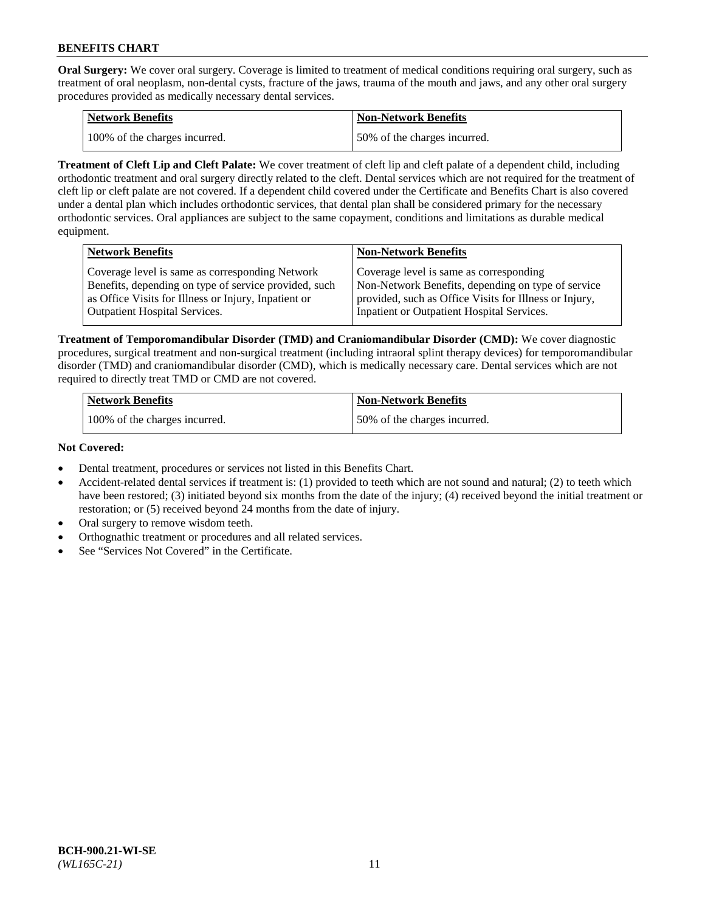**Oral Surgery:** We cover oral surgery. Coverage is limited to treatment of medical conditions requiring oral surgery, such as treatment of oral neoplasm, non-dental cysts, fracture of the jaws, trauma of the mouth and jaws, and any other oral surgery procedures provided as medically necessary dental services.

| Network Benefits | Non-Network Benefits |
| --- | --- |
| 100% of the charges incurred. | 50% of the charges incurred. |

**Treatment of Cleft Lip and Cleft Palate:** We cover treatment of cleft lip and cleft palate of a dependent child, including orthodontic treatment and oral surgery directly related to the cleft. Dental services which are not required for the treatment of cleft lip or cleft palate are not covered. If a dependent child covered under the Certificate and Benefits Chart is also covered under a dental plan which includes orthodontic services, that dental plan shall be considered primary for the necessary orthodontic services. Oral appliances are subject to the same copayment, conditions and limitations as durable medical equipment.

| Network Benefits | Non-Network Benefits |
| --- | --- |
| Coverage level is same as corresponding Network Benefits, depending on type of service provided, such as Office Visits for Illness or Injury, Inpatient or Outpatient Hospital Services. | Coverage level is same as corresponding Non-Network Benefits, depending on type of service provided, such as Office Visits for Illness or Injury, Inpatient or Outpatient Hospital Services. |

**Treatment of Temporomandibular Disorder (TMD) and Craniomandibular Disorder (CMD):** We cover diagnostic procedures, surgical treatment and non-surgical treatment (including intraoral splint therapy devices) for temporomandibular disorder (TMD) and craniomandibular disorder (CMD), which is medically necessary care. Dental services which are not required to directly treat TMD or CMD are not covered.

| Network Benefits | Non-Network Benefits |
| --- | --- |
| 100% of the charges incurred. | 50% of the charges incurred. |

**Not Covered:**

- Dental treatment, procedures or services not listed in this Benefits Chart.
- Accident-related dental services if treatment is: (1) provided to teeth which are not sound and natural; (2) to teeth which have been restored; (3) initiated beyond six months from the date of the injury; (4) received beyond the initial treatment or restoration; or (5) received beyond 24 months from the date of injury.
- Oral surgery to remove wisdom teeth.
- Orthognathic treatment or procedures and all related services.
- See "Services Not Covered" in the Certificate.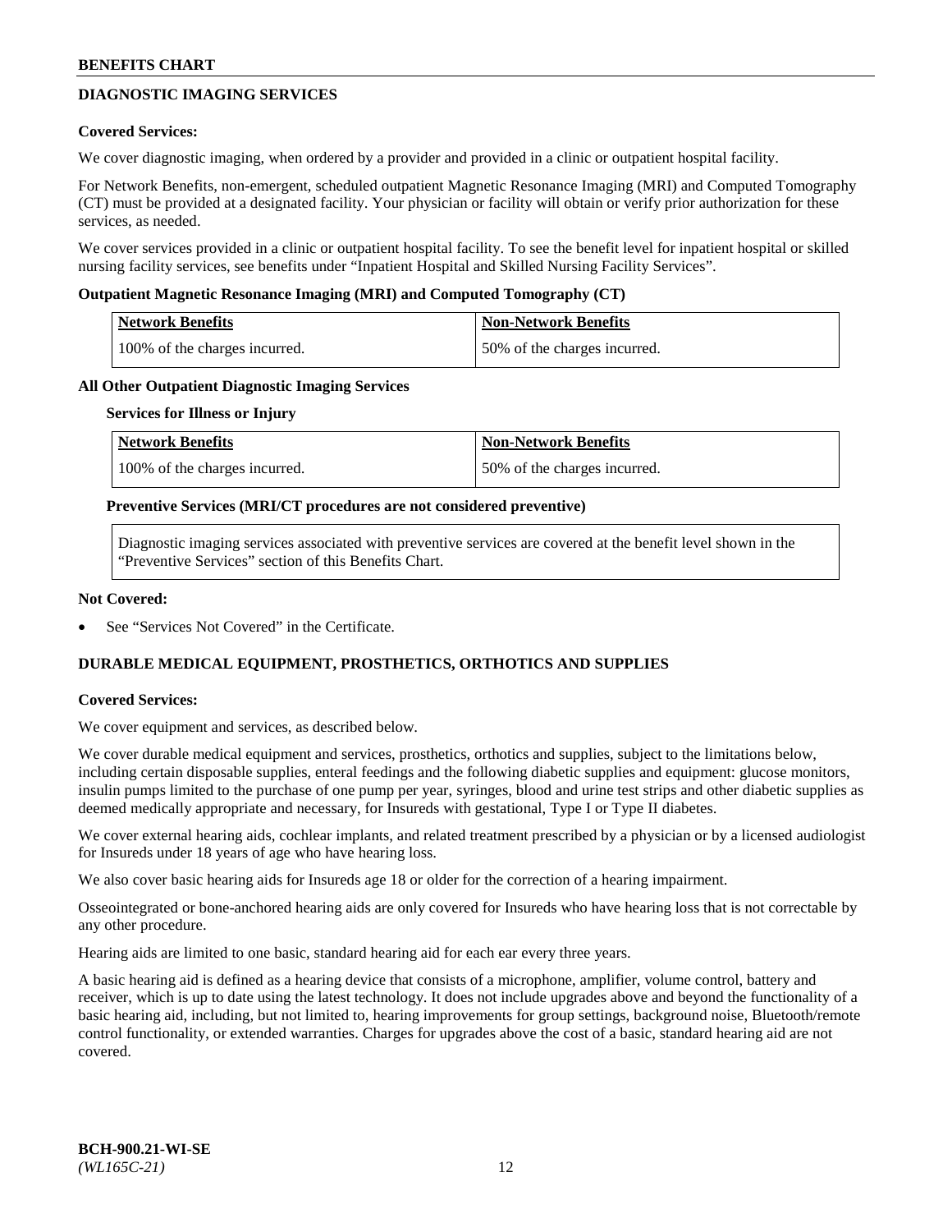## DIAGNOSTIC IMAGING SERVICES

**Covered Services:**

We cover diagnostic imaging, when ordered by a provider and provided in a clinic or outpatient hospital facility.

For Network Benefits, non-emergent, scheduled outpatient Magnetic Resonance Imaging (MRI) and Computed Tomography (CT) must be provided at a designated facility. Your physician or facility will obtain or verify prior authorization for these services, as needed.

We cover services provided in a clinic or outpatient hospital facility. To see the benefit level for inpatient hospital or skilled nursing facility services, see benefits under "Inpatient Hospital and Skilled Nursing Facility Services".

**Outpatient Magnetic Resonance Imaging (MRI) and Computed Tomography (CT)**

| Network Benefits | Non-Network Benefits |
|---|---|
| 100% of the charges incurred. | 50% of the charges incurred. |

**All Other Outpatient Diagnostic Imaging Services**

**Services for Illness or Injury**

| Network Benefits | Non-Network Benefits |
|---|---|
| 100% of the charges incurred. | 50% of the charges incurred. |

**Preventive Services (MRI/CT procedures are not considered preventive)**

Diagnostic imaging services associated with preventive services are covered at the benefit level shown in the "Preventive Services" section of this Benefits Chart.

**Not Covered:**

- See "Services Not Covered" in the Certificate.

## DURABLE MEDICAL EQUIPMENT, PROSTHETICS, ORTHOTICS AND SUPPLIES

**Covered Services:**

We cover equipment and services, as described below.

We cover durable medical equipment and services, prosthetics, orthotics and supplies, subject to the limitations below, including certain disposable supplies, enteral feedings and the following diabetic supplies and equipment: glucose monitors, insulin pumps limited to the purchase of one pump per year, syringes, blood and urine test strips and other diabetic supplies as deemed medically appropriate and necessary, for Insureds with gestational, Type I or Type II diabetes.

We cover external hearing aids, cochlear implants, and related treatment prescribed by a physician or by a licensed audiologist for Insureds under 18 years of age who have hearing loss.

We also cover basic hearing aids for Insureds age 18 or older for the correction of a hearing impairment.

Osseointegrated or bone-anchored hearing aids are only covered for Insureds who have hearing loss that is not correctable by any other procedure.

Hearing aids are limited to one basic, standard hearing aid for each ear every three years.

A basic hearing aid is defined as a hearing device that consists of a microphone, amplifier, volume control, battery and receiver, which is up to date using the latest technology. It does not include upgrades above and beyond the functionality of a basic hearing aid, including, but not limited to, hearing improvements for group settings, background noise, Bluetooth/remote control functionality, or extended warranties. Charges for upgrades above the cost of a basic, standard hearing aid are not covered.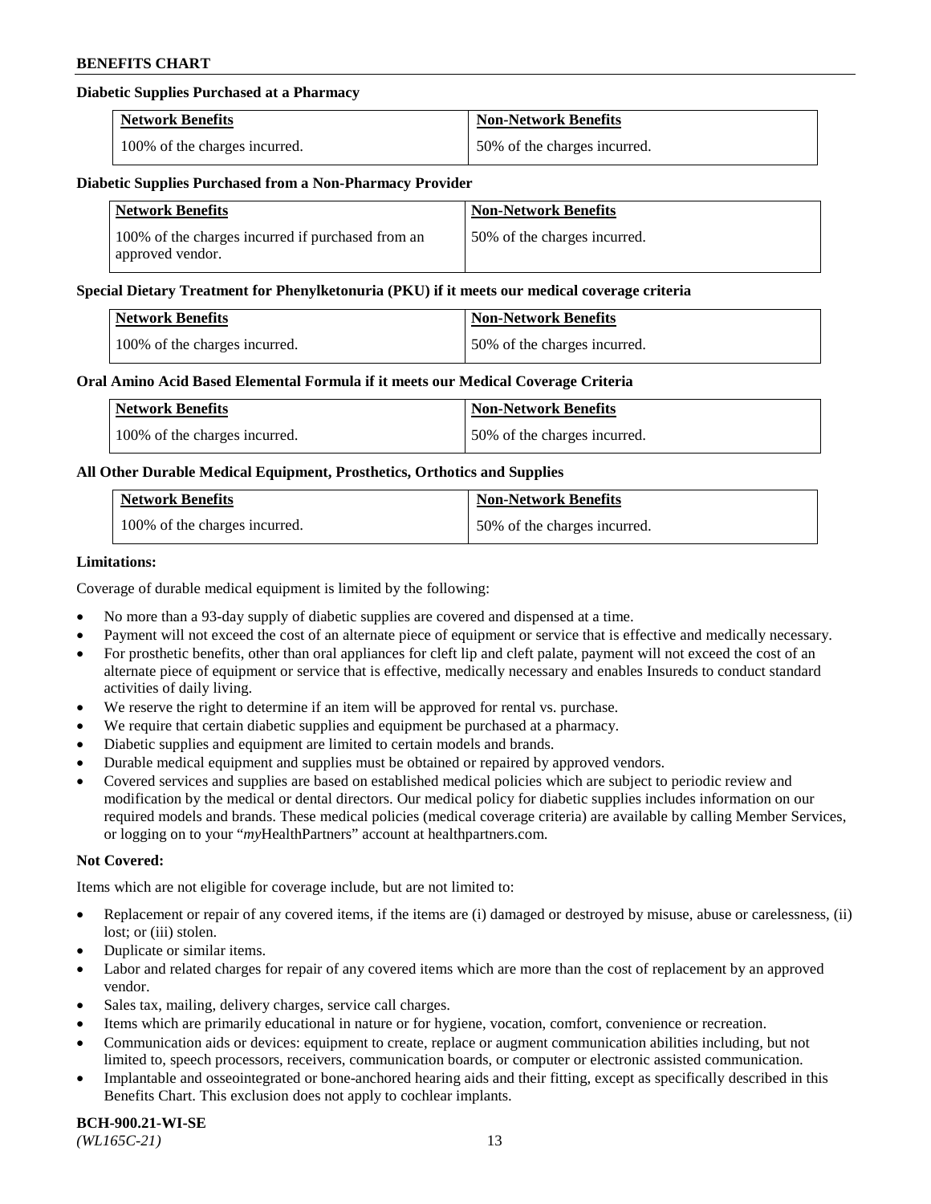**Diabetic Supplies Purchased at a Pharmacy**

| Network Benefits | Non-Network Benefits |
| --- | --- |
| 100% of the charges incurred. | 50% of the charges incurred. |

**Diabetic Supplies Purchased from a Non-Pharmacy Provider**

| Network Benefits | Non-Network Benefits |
| --- | --- |
| 100% of the charges incurred if purchased from an approved vendor. | 50% of the charges incurred. |

**Special Dietary Treatment for Phenylketonuria (PKU) if it meets our medical coverage criteria**

| Network Benefits | Non-Network Benefits |
| --- | --- |
| 100% of the charges incurred. | 50% of the charges incurred. |

**Oral Amino Acid Based Elemental Formula if it meets our Medical Coverage Criteria**

| Network Benefits | Non-Network Benefits |
| --- | --- |
| 100% of the charges incurred. | 50% of the charges incurred. |

**All Other Durable Medical Equipment, Prosthetics, Orthotics and Supplies**

| Network Benefits | Non-Network Benefits |
| --- | --- |
| 100% of the charges incurred. | 50% of the charges incurred. |

**Limitations:**

Coverage of durable medical equipment is limited by the following:

- No more than a 93-day supply of diabetic supplies are covered and dispensed at a time.
- Payment will not exceed the cost of an alternate piece of equipment or service that is effective and medically necessary.
- For prosthetic benefits, other than oral appliances for cleft lip and cleft palate, payment will not exceed the cost of an alternate piece of equipment or service that is effective, medically necessary and enables Insureds to conduct standard activities of daily living.
- We reserve the right to determine if an item will be approved for rental vs. purchase.
- We require that certain diabetic supplies and equipment be purchased at a pharmacy.
- Diabetic supplies and equipment are limited to certain models and brands.
- Durable medical equipment and supplies must be obtained or repaired by approved vendors.
- Covered services and supplies are based on established medical policies which are subject to periodic review and modification by the medical or dental directors. Our medical policy for diabetic supplies includes information on our required models and brands. These medical policies (medical coverage criteria) are available by calling Member Services, or logging on to your "*my*HealthPartners" account at healthpartners.com.

**Not Covered:**

Items which are not eligible for coverage include, but are not limited to:

- Replacement or repair of any covered items, if the items are (i) damaged or destroyed by misuse, abuse or carelessness, (ii) lost; or (iii) stolen.
- Duplicate or similar items.
- Labor and related charges for repair of any covered items which are more than the cost of replacement by an approved vendor.
- Sales tax, mailing, delivery charges, service call charges.
- Items which are primarily educational in nature or for hygiene, vocation, comfort, convenience or recreation.
- Communication aids or devices: equipment to create, replace or augment communication abilities including, but not limited to, speech processors, receivers, communication boards, or computer or electronic assisted communication.
- Implantable and osseointegrated or bone-anchored hearing aids and their fitting, except as specifically described in this Benefits Chart. This exclusion does not apply to cochlear implants.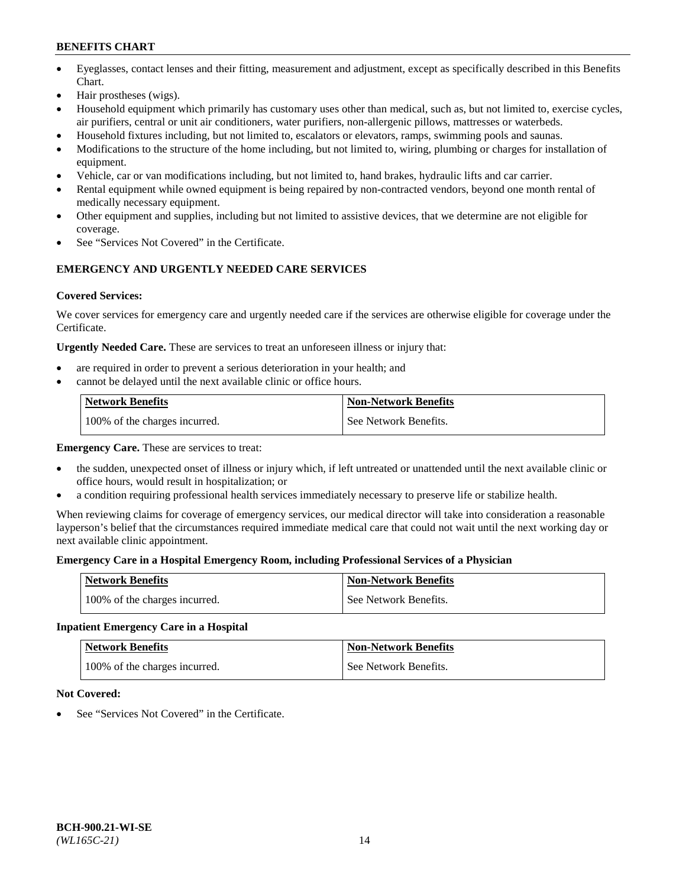- Eyeglasses, contact lenses and their fitting, measurement and adjustment, except as specifically described in this Benefits Chart.
- Hair prostheses (wigs).
- Household equipment which primarily has customary uses other than medical, such as, but not limited to, exercise cycles, air purifiers, central or unit air conditioners, water purifiers, non-allergenic pillows, mattresses or waterbeds.
- Household fixtures including, but not limited to, escalators or elevators, ramps, swimming pools and saunas.
- Modifications to the structure of the home including, but not limited to, wiring, plumbing or charges for installation of equipment.
- Vehicle, car or van modifications including, but not limited to, hand brakes, hydraulic lifts and car carrier.
- Rental equipment while owned equipment is being repaired by non-contracted vendors, beyond one month rental of medically necessary equipment.
- Other equipment and supplies, including but not limited to assistive devices, that we determine are not eligible for coverage.
- See "Services Not Covered" in the Certificate.

## EMERGENCY AND URGENTLY NEEDED CARE SERVICES

**Covered Services:**

We cover services for emergency care and urgently needed care if the services are otherwise eligible for coverage under the Certificate.

**Urgently Needed Care.** These are services to treat an unforeseen illness or injury that:

- are required in order to prevent a serious deterioration in your health; and
- cannot be delayed until the next available clinic or office hours.

| Network Benefits | Non-Network Benefits |
|---|---|
| 100% of the charges incurred. | See Network Benefits. |

**Emergency Care.** These are services to treat:

- the sudden, unexpected onset of illness or injury which, if left untreated or unattended until the next available clinic or office hours, would result in hospitalization; or
- a condition requiring professional health services immediately necessary to preserve life or stabilize health.

When reviewing claims for coverage of emergency services, our medical director will take into consideration a reasonable layperson's belief that the circumstances required immediate medical care that could not wait until the next working day or next available clinic appointment.

**Emergency Care in a Hospital Emergency Room, including Professional Services of a Physician**

| Network Benefits | Non-Network Benefits |
|---|---|
| 100% of the charges incurred. | See Network Benefits. |

**Inpatient Emergency Care in a Hospital**

| Network Benefits | Non-Network Benefits |
|---|---|
| 100% of the charges incurred. | See Network Benefits. |

**Not Covered:**

- See "Services Not Covered" in the Certificate.

BCH-900.21-WI-SE
*(WL165C-21)*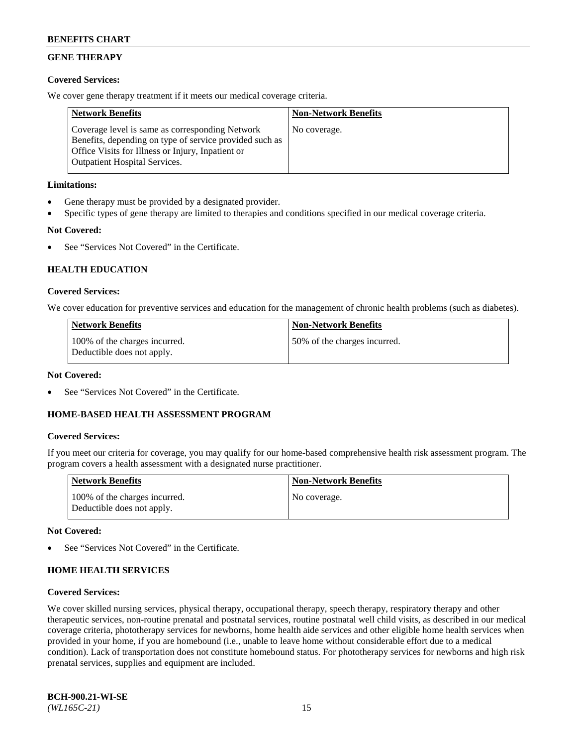## GENE THERAPY

**Covered Services:**

We cover gene therapy treatment if it meets our medical coverage criteria.

| Network Benefits | Non-Network Benefits |
|---|---|
| Coverage level is same as corresponding Network Benefits, depending on type of service provided such as Office Visits for Illness or Injury, Inpatient or Outpatient Hospital Services. | No coverage. |

**Limitations:**

- Gene therapy must be provided by a designated provider.
- Specific types of gene therapy are limited to therapies and conditions specified in our medical coverage criteria.

**Not Covered:**

- See "Services Not Covered" in the Certificate.

## HEALTH EDUCATION

**Covered Services:**

We cover education for preventive services and education for the management of chronic health problems (such as diabetes).

| Network Benefits | Non-Network Benefits |
|---|---|
| 100% of the charges incurred. Deductible does not apply. | 50% of the charges incurred. |

**Not Covered:**

- See "Services Not Covered" in the Certificate.

## HOME-BASED HEALTH ASSESSMENT PROGRAM

**Covered Services:**

If you meet our criteria for coverage, you may qualify for our home-based comprehensive health risk assessment program. The program covers a health assessment with a designated nurse practitioner.

| Network Benefits | Non-Network Benefits |
|---|---|
| 100% of the charges incurred. Deductible does not apply. | No coverage. |

**Not Covered:**

- See "Services Not Covered" in the Certificate.

## HOME HEALTH SERVICES

**Covered Services:**

We cover skilled nursing services, physical therapy, occupational therapy, speech therapy, respiratory therapy and other therapeutic services, non-routine prenatal and postnatal services, routine postnatal well child visits, as described in our medical coverage criteria, phototherapy services for newborns, home health aide services and other eligible home health services when provided in your home, if you are homebound (i.e., unable to leave home without considerable effort due to a medical condition). Lack of transportation does not constitute homebound status. For phototherapy services for newborns and high risk prenatal services, supplies and equipment are included.

**BCH-900.21-WI-SE**
*(WL165C-21)*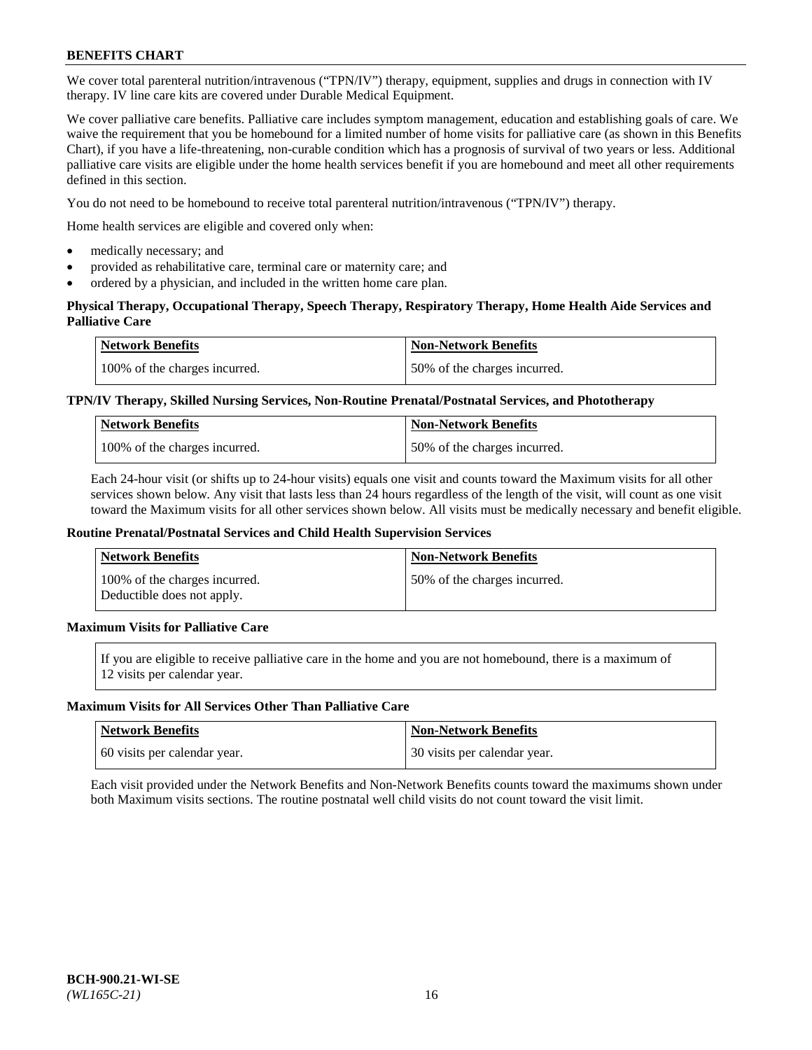We cover total parenteral nutrition/intravenous ("TPN/IV") therapy, equipment, supplies and drugs in connection with IV therapy. IV line care kits are covered under Durable Medical Equipment.

We cover palliative care benefits. Palliative care includes symptom management, education and establishing goals of care. We waive the requirement that you be homebound for a limited number of home visits for palliative care (as shown in this Benefits Chart), if you have a life-threatening, non-curable condition which has a prognosis of survival of two years or less. Additional palliative care visits are eligible under the home health services benefit if you are homebound and meet all other requirements defined in this section.

You do not need to be homebound to receive total parenteral nutrition/intravenous ("TPN/IV") therapy.

Home health services are eligible and covered only when:

- medically necessary; and
- provided as rehabilitative care, terminal care or maternity care; and
- ordered by a physician, and included in the written home care plan.

**Physical Therapy, Occupational Therapy, Speech Therapy, Respiratory Therapy, Home Health Aide Services and Palliative Care**

| Network Benefits | Non-Network Benefits |
|---|---|
| 100% of the charges incurred. | 50% of the charges incurred. |

**TPN/IV Therapy, Skilled Nursing Services, Non-Routine Prenatal/Postnatal Services, and Phototherapy**

| Network Benefits | Non-Network Benefits |
|---|---|
| 100% of the charges incurred. | 50% of the charges incurred. |

Each 24-hour visit (or shifts up to 24-hour visits) equals one visit and counts toward the Maximum visits for all other services shown below. Any visit that lasts less than 24 hours regardless of the length of the visit, will count as one visit toward the Maximum visits for all other services shown below. All visits must be medically necessary and benefit eligible.

**Routine Prenatal/Postnatal Services and Child Health Supervision Services**

| Network Benefits | Non-Network Benefits |
|---|---|
| 100% of the charges incurred. Deductible does not apply. | 50% of the charges incurred. |

**Maximum Visits for Palliative Care**

If you are eligible to receive palliative care in the home and you are not homebound, there is a maximum of 12 visits per calendar year.

**Maximum Visits for All Services Other Than Palliative Care**

| Network Benefits | Non-Network Benefits |
|---|---|
| 60 visits per calendar year. | 30 visits per calendar year. |

Each visit provided under the Network Benefits and Non-Network Benefits counts toward the maximums shown under both Maximum visits sections. The routine postnatal well child visits do not count toward the visit limit.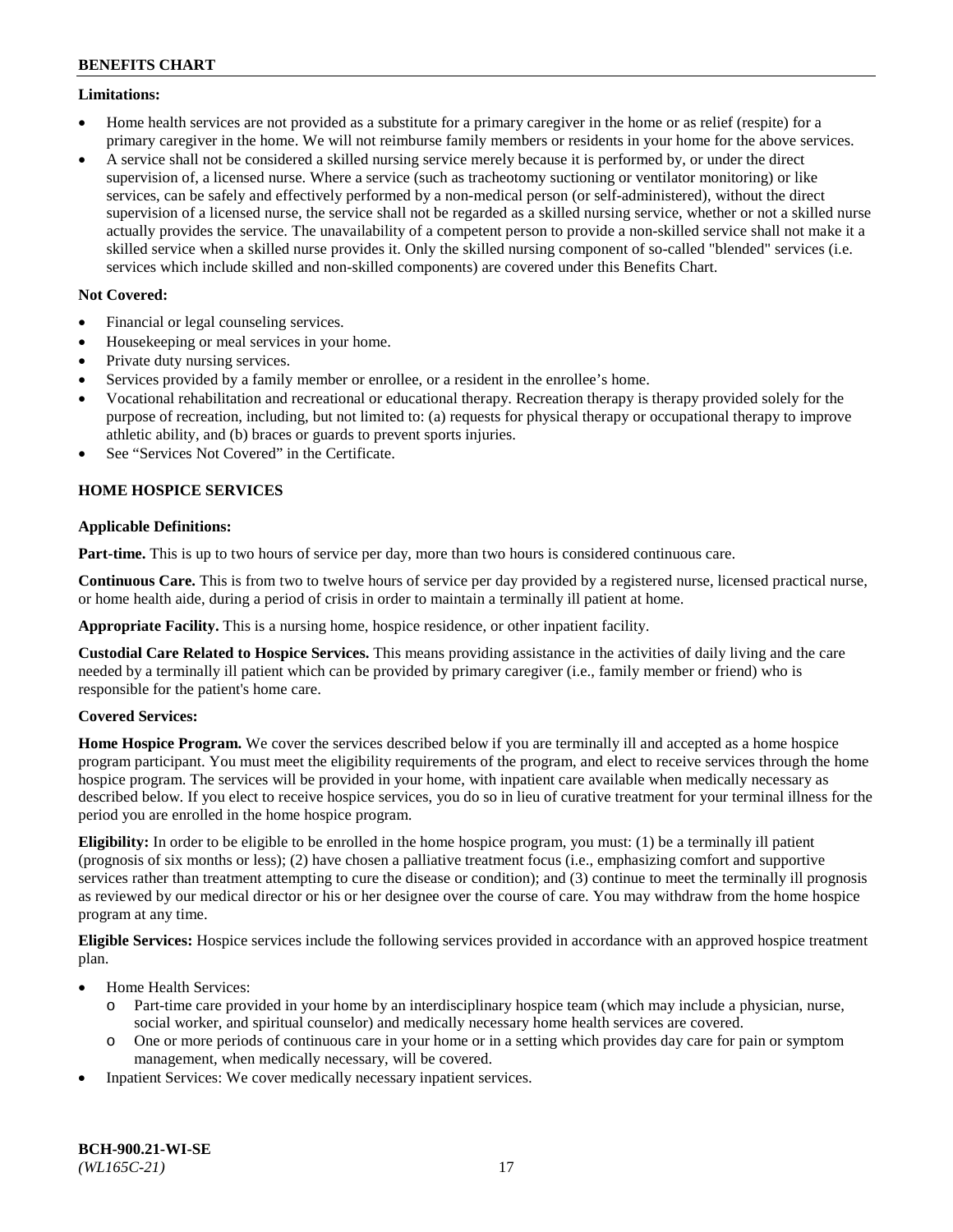**Limitations:**

- Home health services are not provided as a substitute for a primary caregiver in the home or as relief (respite) for a primary caregiver in the home. We will not reimburse family members or residents in your home for the above services.
- A service shall not be considered a skilled nursing service merely because it is performed by, or under the direct supervision of, a licensed nurse. Where a service (such as tracheotomy suctioning or ventilator monitoring) or like services, can be safely and effectively performed by a non-medical person (or self-administered), without the direct supervision of a licensed nurse, the service shall not be regarded as a skilled nursing service, whether or not a skilled nurse actually provides the service. The unavailability of a competent person to provide a non-skilled service shall not make it a skilled service when a skilled nurse provides it. Only the skilled nursing component of so-called "blended" services (i.e. services which include skilled and non-skilled components) are covered under this Benefits Chart.

**Not Covered:**

- Financial or legal counseling services.
- Housekeeping or meal services in your home.
- Private duty nursing services.
- Services provided by a family member or enrollee, or a resident in the enrollee's home.
- Vocational rehabilitation and recreational or educational therapy. Recreation therapy is therapy provided solely for the purpose of recreation, including, but not limited to: (a) requests for physical therapy or occupational therapy to improve athletic ability, and (b) braces or guards to prevent sports injuries.
- See "Services Not Covered" in the Certificate.

## HOME HOSPICE SERVICES

**Applicable Definitions:**

**Part-time.** This is up to two hours of service per day, more than two hours is considered continuous care.

**Continuous Care.** This is from two to twelve hours of service per day provided by a registered nurse, licensed practical nurse, or home health aide, during a period of crisis in order to maintain a terminally ill patient at home.

**Appropriate Facility.** This is a nursing home, hospice residence, or other inpatient facility.

**Custodial Care Related to Hospice Services.** This means providing assistance in the activities of daily living and the care needed by a terminally ill patient which can be provided by primary caregiver (i.e., family member or friend) who is responsible for the patient's home care.

**Covered Services:**

**Home Hospice Program.** We cover the services described below if you are terminally ill and accepted as a home hospice program participant. You must meet the eligibility requirements of the program, and elect to receive services through the home hospice program. The services will be provided in your home, with inpatient care available when medically necessary as described below. If you elect to receive hospice services, you do so in lieu of curative treatment for your terminal illness for the period you are enrolled in the home hospice program.

**Eligibility:** In order to be eligible to be enrolled in the home hospice program, you must: (1) be a terminally ill patient (prognosis of six months or less); (2) have chosen a palliative treatment focus (i.e., emphasizing comfort and supportive services rather than treatment attempting to cure the disease or condition); and (3) continue to meet the terminally ill prognosis as reviewed by our medical director or his or her designee over the course of care. You may withdraw from the home hospice program at any time.

**Eligible Services:** Hospice services include the following services provided in accordance with an approved hospice treatment plan.

- Home Health Services:
  - Part-time care provided in your home by an interdisciplinary hospice team (which may include a physician, nurse, social worker, and spiritual counselor) and medically necessary home health services are covered.
  - One or more periods of continuous care in your home or in a setting which provides day care for pain or symptom management, when medically necessary, will be covered.
- Inpatient Services: We cover medically necessary inpatient services.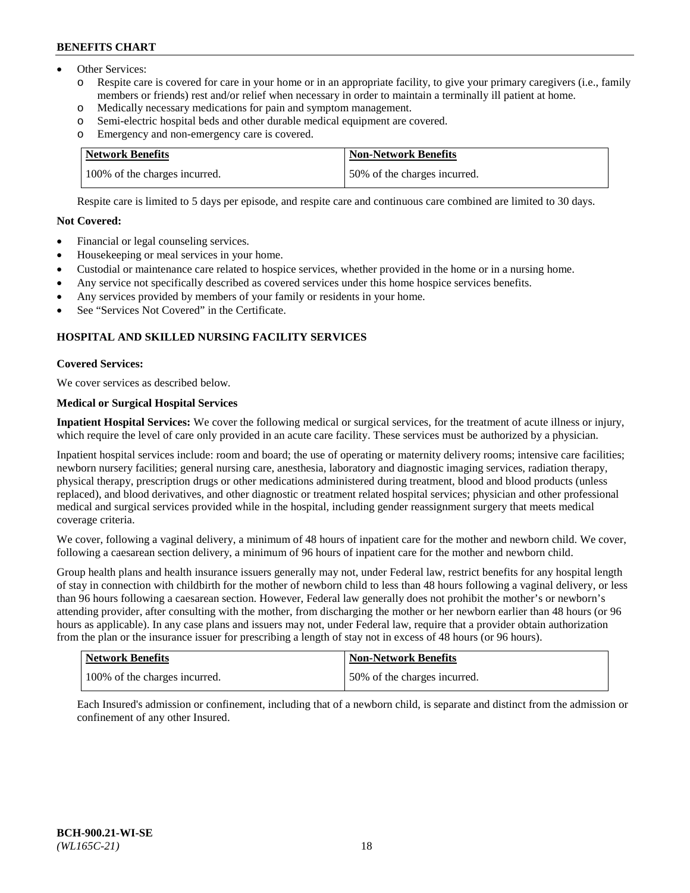- Other Services:
  - o Respite care is covered for care in your home or in an appropriate facility, to give your primary caregivers (i.e., family members or friends) rest and/or relief when necessary in order to maintain a terminally ill patient at home.
  - o Medically necessary medications for pain and symptom management.
  - o Semi-electric hospital beds and other durable medical equipment are covered.
  - o Emergency and non-emergency care is covered.

| Network Benefits | Non-Network Benefits |
|---|---|
| 100% of the charges incurred. | 50% of the charges incurred. |

Respite care is limited to 5 days per episode, and respite care and continuous care combined are limited to 30 days.

**Not Covered:**

- Financial or legal counseling services.
- Housekeeping or meal services in your home.
- Custodial or maintenance care related to hospice services, whether provided in the home or in a nursing home.
- Any service not specifically described as covered services under this home hospice services benefits.
- Any services provided by members of your family or residents in your home.
- See "Services Not Covered" in the Certificate.

## HOSPITAL AND SKILLED NURSING FACILITY SERVICES

**Covered Services:**

We cover services as described below.

**Medical or Surgical Hospital Services**

**Inpatient Hospital Services:** We cover the following medical or surgical services, for the treatment of acute illness or injury, which require the level of care only provided in an acute care facility. These services must be authorized by a physician.

Inpatient hospital services include: room and board; the use of operating or maternity delivery rooms; intensive care facilities; newborn nursery facilities; general nursing care, anesthesia, laboratory and diagnostic imaging services, radiation therapy, physical therapy, prescription drugs or other medications administered during treatment, blood and blood products (unless replaced), and blood derivatives, and other diagnostic or treatment related hospital services; physician and other professional medical and surgical services provided while in the hospital, including gender reassignment surgery that meets medical coverage criteria.

We cover, following a vaginal delivery, a minimum of 48 hours of inpatient care for the mother and newborn child. We cover, following a caesarean section delivery, a minimum of 96 hours of inpatient care for the mother and newborn child.

Group health plans and health insurance issuers generally may not, under Federal law, restrict benefits for any hospital length of stay in connection with childbirth for the mother of newborn child to less than 48 hours following a vaginal delivery, or less than 96 hours following a caesarean section. However, Federal law generally does not prohibit the mother's or newborn's attending provider, after consulting with the mother, from discharging the mother or her newborn earlier than 48 hours (or 96 hours as applicable). In any case plans and issuers may not, under Federal law, require that a provider obtain authorization from the plan or the insurance issuer for prescribing a length of stay not in excess of 48 hours (or 96 hours).

| Network Benefits | Non-Network Benefits |
|---|---|
| 100% of the charges incurred. | 50% of the charges incurred. |

Each Insured's admission or confinement, including that of a newborn child, is separate and distinct from the admission or confinement of any other Insured.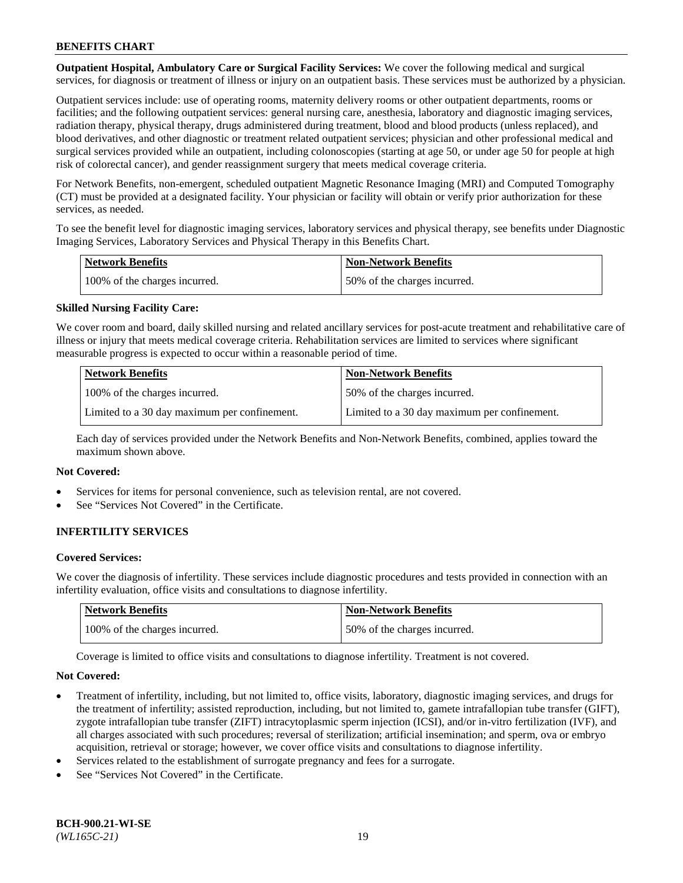**Outpatient Hospital, Ambulatory Care or Surgical Facility Services:** We cover the following medical and surgical services, for diagnosis or treatment of illness or injury on an outpatient basis. These services must be authorized by a physician.

Outpatient services include: use of operating rooms, maternity delivery rooms or other outpatient departments, rooms or facilities; and the following outpatient services: general nursing care, anesthesia, laboratory and diagnostic imaging services, radiation therapy, physical therapy, drugs administered during treatment, blood and blood products (unless replaced), and blood derivatives, and other diagnostic or treatment related outpatient services; physician and other professional medical and surgical services provided while an outpatient, including colonoscopies (starting at age 50, or under age 50 for people at high risk of colorectal cancer), and gender reassignment surgery that meets medical coverage criteria.

For Network Benefits, non-emergent, scheduled outpatient Magnetic Resonance Imaging (MRI) and Computed Tomography (CT) must be provided at a designated facility. Your physician or facility will obtain or verify prior authorization for these services, as needed.

To see the benefit level for diagnostic imaging services, laboratory services and physical therapy, see benefits under Diagnostic Imaging Services, Laboratory Services and Physical Therapy in this Benefits Chart.

| Network Benefits | Non-Network Benefits |
|---|---|
| 100% of the charges incurred. | 50% of the charges incurred. |

**Skilled Nursing Facility Care:**

We cover room and board, daily skilled nursing and related ancillary services for post-acute treatment and rehabilitative care of illness or injury that meets medical coverage criteria. Rehabilitation services are limited to services where significant measurable progress is expected to occur within a reasonable period of time.

| Network Benefits | Non-Network Benefits |
|---|---|
| 100% of the charges incurred. | 50% of the charges incurred. |
| Limited to a 30 day maximum per confinement. | Limited to a 30 day maximum per confinement. |

Each day of services provided under the Network Benefits and Non-Network Benefits, combined, applies toward the maximum shown above.

**Not Covered:**

- Services for items for personal convenience, such as television rental, are not covered.
- See "Services Not Covered" in the Certificate.

## INFERTILITY SERVICES

**Covered Services:**

We cover the diagnosis of infertility. These services include diagnostic procedures and tests provided in connection with an infertility evaluation, office visits and consultations to diagnose infertility.

| Network Benefits | Non-Network Benefits |
|---|---|
| 100% of the charges incurred. | 50% of the charges incurred. |

Coverage is limited to office visits and consultations to diagnose infertility. Treatment is not covered.

**Not Covered:**

- Treatment of infertility, including, but not limited to, office visits, laboratory, diagnostic imaging services, and drugs for the treatment of infertility; assisted reproduction, including, but not limited to, gamete intrafallopian tube transfer (GIFT), zygote intrafallopian tube transfer (ZIFT) intracytoplasmic sperm injection (ICSI), and/or in-vitro fertilization (IVF), and all charges associated with such procedures; reversal of sterilization; artificial insemination; and sperm, ova or embryo acquisition, retrieval or storage; however, we cover office visits and consultations to diagnose infertility.
- Services related to the establishment of surrogate pregnancy and fees for a surrogate.
- See "Services Not Covered" in the Certificate.

**BCH-900.21-WI-SE**
*(WL165C-21)*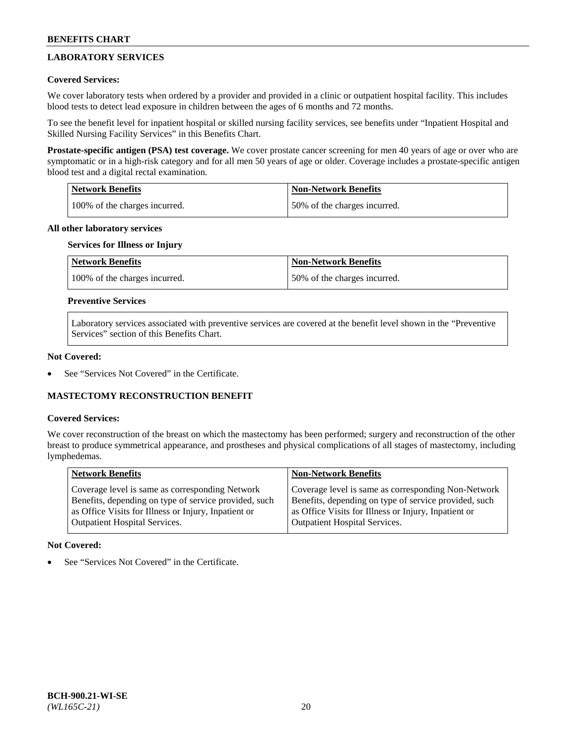## LABORATORY SERVICES

**Covered Services:**

We cover laboratory tests when ordered by a provider and provided in a clinic or outpatient hospital facility. This includes blood tests to detect lead exposure in children between the ages of 6 months and 72 months.

To see the benefit level for inpatient hospital or skilled nursing facility services, see benefits under "Inpatient Hospital and Skilled Nursing Facility Services" in this Benefits Chart.

**Prostate-specific antigen (PSA) test coverage.** We cover prostate cancer screening for men 40 years of age or over who are symptomatic or in a high-risk category and for all men 50 years of age or older. Coverage includes a prostate-specific antigen blood test and a digital rectal examination.

| Network Benefits | Non-Network Benefits |
|---|---|
| 100% of the charges incurred. | 50% of the charges incurred. |

**All other laboratory services**

**Services for Illness or Injury**

| Network Benefits | Non-Network Benefits |
|---|---|
| 100% of the charges incurred. | 50% of the charges incurred. |

**Preventive Services**

Laboratory services associated with preventive services are covered at the benefit level shown in the "Preventive Services" section of this Benefits Chart.

**Not Covered:**

- See "Services Not Covered" in the Certificate.

## MASTECTOMY RECONSTRUCTION BENEFIT

**Covered Services:**

We cover reconstruction of the breast on which the mastectomy has been performed; surgery and reconstruction of the other breast to produce symmetrical appearance, and prostheses and physical complications of all stages of mastectomy, including lymphedemas.

| Network Benefits | Non-Network Benefits |
|---|---|
| Coverage level is same as corresponding Network Benefits, depending on type of service provided, such as Office Visits for Illness or Injury, Inpatient or Outpatient Hospital Services. | Coverage level is same as corresponding Non-Network Benefits, depending on type of service provided, such as Office Visits for Illness or Injury, Inpatient or Outpatient Hospital Services. |

**Not Covered:**

- See "Services Not Covered" in the Certificate.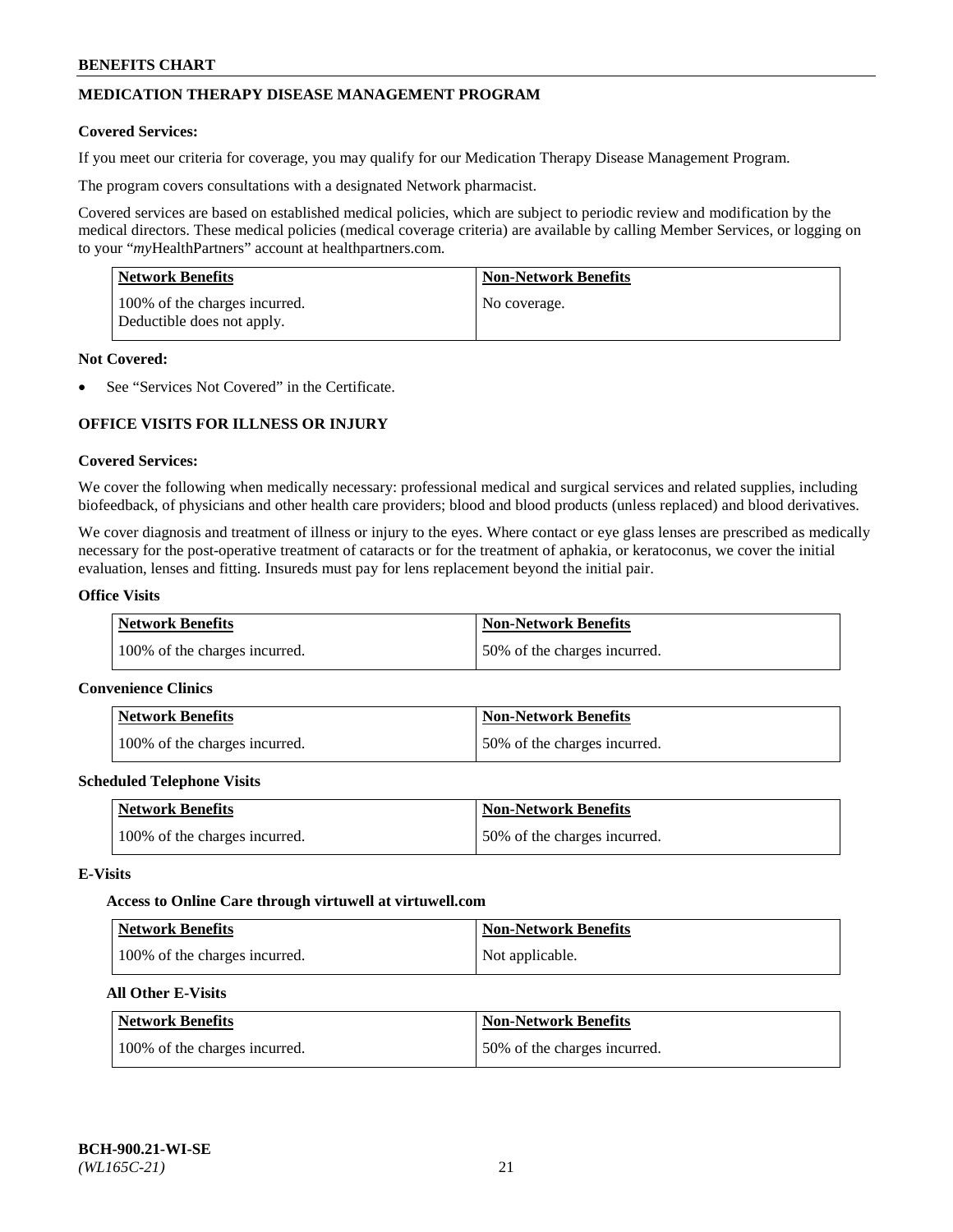## MEDICATION THERAPY DISEASE MANAGEMENT PROGRAM

**Covered Services:**

If you meet our criteria for coverage, you may qualify for our Medication Therapy Disease Management Program.

The program covers consultations with a designated Network pharmacist.

Covered services are based on established medical policies, which are subject to periodic review and modification by the medical directors. These medical policies (medical coverage criteria) are available by calling Member Services, or logging on to your "*my*HealthPartners" account at healthpartners.com.

| Network Benefits | Non-Network Benefits |
| --- | --- |
| 100% of the charges incurred. Deductible does not apply. | No coverage. |

**Not Covered:**

- See "Services Not Covered" in the Certificate.

## OFFICE VISITS FOR ILLNESS OR INJURY

**Covered Services:**

We cover the following when medically necessary: professional medical and surgical services and related supplies, including biofeedback, of physicians and other health care providers; blood and blood products (unless replaced) and blood derivatives.

We cover diagnosis and treatment of illness or injury to the eyes. Where contact or eye glass lenses are prescribed as medically necessary for the post-operative treatment of cataracts or for the treatment of aphakia, or keratoconus, we cover the initial evaluation, lenses and fitting. Insureds must pay for lens replacement beyond the initial pair.

**Office Visits**

| Network Benefits | Non-Network Benefits |
| --- | --- |
| 100% of the charges incurred. | 50% of the charges incurred. |

**Convenience Clinics**

| Network Benefits | Non-Network Benefits |
| --- | --- |
| 100% of the charges incurred. | 50% of the charges incurred. |

**Scheduled Telephone Visits**

| Network Benefits | Non-Network Benefits |
| --- | --- |
| 100% of the charges incurred. | 50% of the charges incurred. |

**E-Visits**

**Access to Online Care through virtuwell at virtuwell.com**

| Network Benefits | Non-Network Benefits |
| --- | --- |
| 100% of the charges incurred. | Not applicable. |

**All Other E-Visits**

| Network Benefits | Non-Network Benefits |
| --- | --- |
| 100% of the charges incurred. | 50% of the charges incurred. |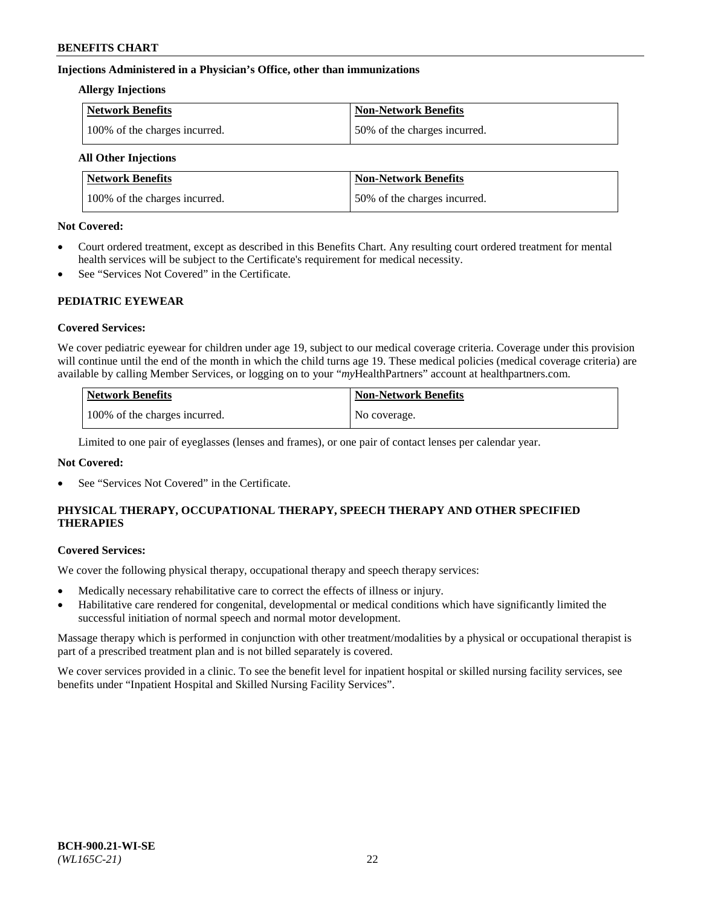**Injections Administered in a Physician's Office, other than immunizations**

**Allergy Injections**

| Network Benefits | Non-Network Benefits |
|---|---|
| 100% of the charges incurred. | 50% of the charges incurred. |

**All Other Injections**

| Network Benefits | Non-Network Benefits |
|---|---|
| 100% of the charges incurred. | 50% of the charges incurred. |

**Not Covered:**

- Court ordered treatment, except as described in this Benefits Chart. Any resulting court ordered treatment for mental health services will be subject to the Certificate's requirement for medical necessity.
- See "Services Not Covered" in the Certificate.

## PEDIATRIC EYEWEAR

**Covered Services:**

We cover pediatric eyewear for children under age 19, subject to our medical coverage criteria. Coverage under this provision will continue until the end of the month in which the child turns age 19. These medical policies (medical coverage criteria) are available by calling Member Services, or logging on to your "*my*HealthPartners" account at healthpartners.com.

| Network Benefits | Non-Network Benefits |
|---|---|
| 100% of the charges incurred. | No coverage. |

Limited to one pair of eyeglasses (lenses and frames), or one pair of contact lenses per calendar year.

**Not Covered:**

- See "Services Not Covered" in the Certificate.

## PHYSICAL THERAPY, OCCUPATIONAL THERAPY, SPEECH THERAPY AND OTHER SPECIFIED THERAPIES

**Covered Services:**

We cover the following physical therapy, occupational therapy and speech therapy services:

- Medically necessary rehabilitative care to correct the effects of illness or injury.
- Habilitative care rendered for congenital, developmental or medical conditions which have significantly limited the successful initiation of normal speech and normal motor development.

Massage therapy which is performed in conjunction with other treatment/modalities by a physical or occupational therapist is part of a prescribed treatment plan and is not billed separately is covered.

We cover services provided in a clinic. To see the benefit level for inpatient hospital or skilled nursing facility services, see benefits under "Inpatient Hospital and Skilled Nursing Facility Services".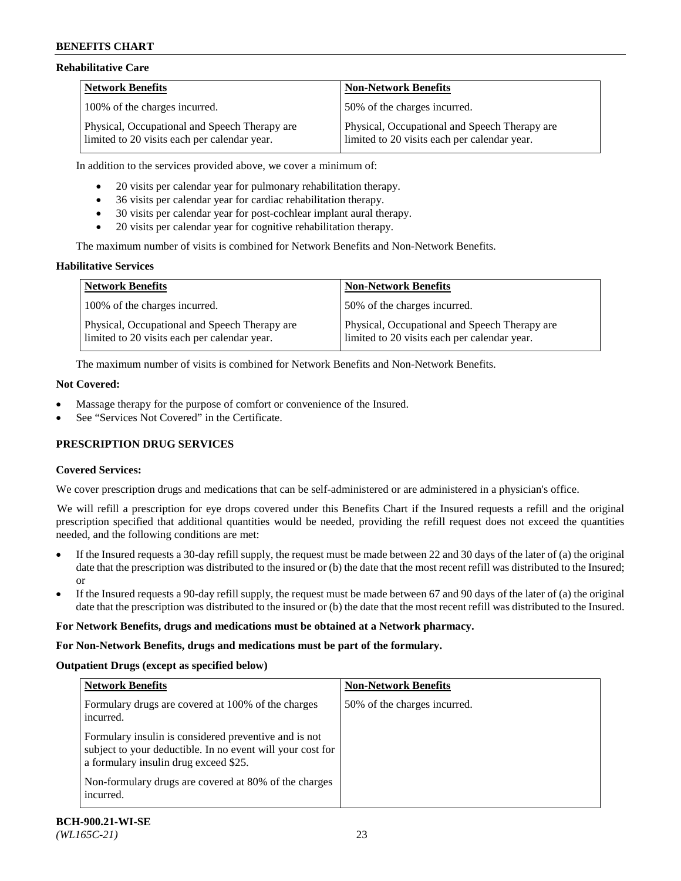### Rehabilitative Care

| Network Benefits | Non-Network Benefits |
|---|---|
| 100% of the charges incurred. | 50% of the charges incurred. |
| Physical, Occupational and Speech Therapy are limited to 20 visits each per calendar year. | Physical, Occupational and Speech Therapy are limited to 20 visits each per calendar year. |

In addition to the services provided above, we cover a minimum of:

- 20 visits per calendar year for pulmonary rehabilitation therapy.
- 36 visits per calendar year for cardiac rehabilitation therapy.
- 30 visits per calendar year for post-cochlear implant aural therapy.
- 20 visits per calendar year for cognitive rehabilitation therapy.

The maximum number of visits is combined for Network Benefits and Non-Network Benefits.

### Habilitative Services

| Network Benefits | Non-Network Benefits |
|---|---|
| 100% of the charges incurred. | 50% of the charges incurred. |
| Physical, Occupational and Speech Therapy are limited to 20 visits each per calendar year. | Physical, Occupational and Speech Therapy are limited to 20 visits each per calendar year. |

The maximum number of visits is combined for Network Benefits and Non-Network Benefits.

### Not Covered:

- Massage therapy for the purpose of comfort or convenience of the Insured.
- See "Services Not Covered" in the Certificate.

## PRESCRIPTION DRUG SERVICES

### Covered Services:

We cover prescription drugs and medications that can be self-administered or are administered in a physician's office.

We will refill a prescription for eye drops covered under this Benefits Chart if the Insured requests a refill and the original prescription specified that additional quantities would be needed, providing the refill request does not exceed the quantities needed, and the following conditions are met:

- If the Insured requests a 30-day refill supply, the request must be made between 22 and 30 days of the later of (a) the original date that the prescription was distributed to the insured or (b) the date that the most recent refill was distributed to the Insured; or
- If the Insured requests a 90-day refill supply, the request must be made between 67 and 90 days of the later of (a) the original date that the prescription was distributed to the insured or (b) the date that the most recent refill was distributed to the Insured.

**For Network Benefits, drugs and medications must be obtained at a Network pharmacy.**

**For Non-Network Benefits, drugs and medications must be part of the formulary.**

### Outpatient Drugs (except as specified below)

| Network Benefits | Non-Network Benefits |
|---|---|
| Formulary drugs are covered at 100% of the charges incurred.<br><br>Formulary insulin is considered preventive and is not subject to your deductible. In no event will your cost for a formulary insulin drug exceed $25.<br><br>Non-formulary drugs are covered at 80% of the charges incurred. | 50% of the charges incurred. |

BCH-900.21-WI-SE
*(WL165C-21)*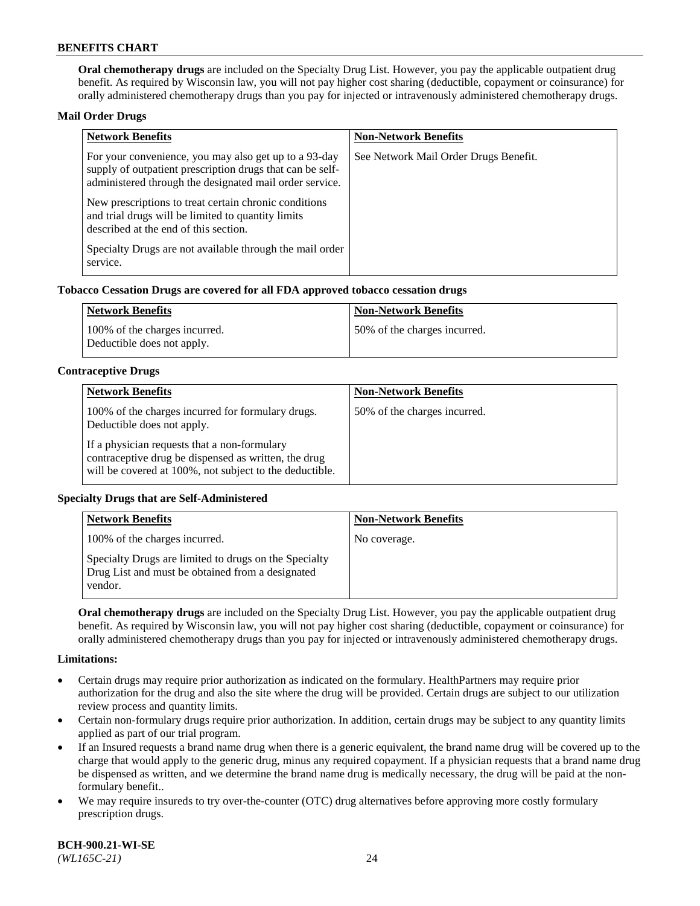**Oral chemotherapy drugs** are included on the Specialty Drug List. However, you pay the applicable outpatient drug benefit. As required by Wisconsin law, you will not pay higher cost sharing (deductible, copayment or coinsurance) for orally administered chemotherapy drugs than you pay for injected or intravenously administered chemotherapy drugs.

**Mail Order Drugs**

| Network Benefits | Non-Network Benefits |
|---|---|
| For your convenience, you may also get up to a 93-day supply of outpatient prescription drugs that can be self-administered through the designated mail order service.<br><br>New prescriptions to treat certain chronic conditions and trial drugs will be limited to quantity limits described at the end of this section.<br><br>Specialty Drugs are not available through the mail order service. | See Network Mail Order Drugs Benefit. |

**Tobacco Cessation Drugs are covered for all FDA approved tobacco cessation drugs**

| Network Benefits | Non-Network Benefits |
|---|---|
| 100% of the charges incurred.<br>Deductible does not apply. | 50% of the charges incurred. |

**Contraceptive Drugs**

| Network Benefits | Non-Network Benefits |
|---|---|
| 100% of the charges incurred for formulary drugs. Deductible does not apply.<br><br>If a physician requests that a non-formulary contraceptive drug be dispensed as written, the drug will be covered at 100%, not subject to the deductible. | 50% of the charges incurred. |

**Specialty Drugs that are Self-Administered**

| Network Benefits | Non-Network Benefits |
|---|---|
| 100% of the charges incurred.<br><br>Specialty Drugs are limited to drugs on the Specialty Drug List and must be obtained from a designated vendor. | No coverage. |

**Oral chemotherapy drugs** are included on the Specialty Drug List. However, you pay the applicable outpatient drug benefit. As required by Wisconsin law, you will not pay higher cost sharing (deductible, copayment or coinsurance) for orally administered chemotherapy drugs than you pay for injected or intravenously administered chemotherapy drugs.

**Limitations:**

- Certain drugs may require prior authorization as indicated on the formulary. HealthPartners may require prior authorization for the drug and also the site where the drug will be provided. Certain drugs are subject to our utilization review process and quantity limits.
- Certain non-formulary drugs require prior authorization. In addition, certain drugs may be subject to any quantity limits applied as part of our trial program.
- If an Insured requests a brand name drug when there is a generic equivalent, the brand name drug will be covered up to the charge that would apply to the generic drug, minus any required copayment. If a physician requests that a brand name drug be dispensed as written, and we determine the brand name drug is medically necessary, the drug will be paid at the non-formulary benefit..
- We may require insureds to try over-the-counter (OTC) drug alternatives before approving more costly formulary prescription drugs.

**BCH-900.21-WI-SE**
*(WL165C-21)*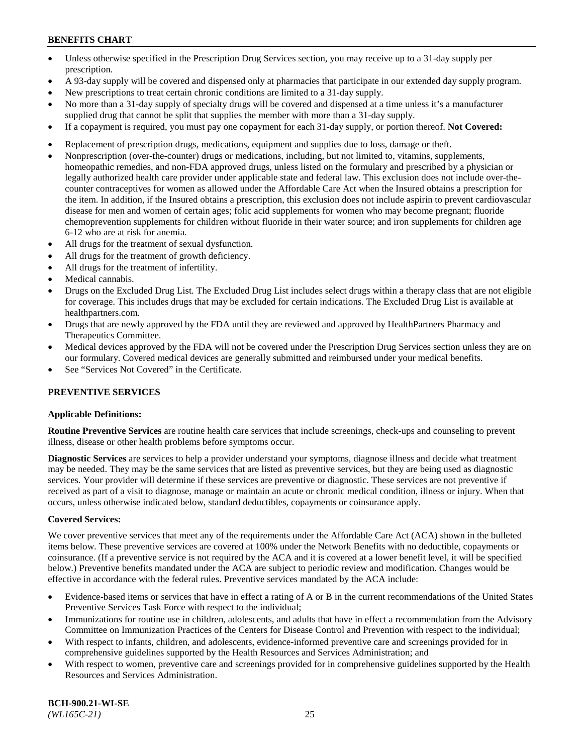- Unless otherwise specified in the Prescription Drug Services section, you may receive up to a 31-day supply per prescription.
- A 93-day supply will be covered and dispensed only at pharmacies that participate in our extended day supply program.
- New prescriptions to treat certain chronic conditions are limited to a 31-day supply.
- No more than a 31-day supply of specialty drugs will be covered and dispensed at a time unless it's a manufacturer supplied drug that cannot be split that supplies the member with more than a 31-day supply.
- If a copayment is required, you must pay one copayment for each 31-day supply, or portion thereof. **Not Covered:**
- Replacement of prescription drugs, medications, equipment and supplies due to loss, damage or theft.
- Nonprescription (over-the-counter) drugs or medications, including, but not limited to, vitamins, supplements, homeopathic remedies, and non-FDA approved drugs, unless listed on the formulary and prescribed by a physician or legally authorized health care provider under applicable state and federal law. This exclusion does not include over-the-counter contraceptives for women as allowed under the Affordable Care Act when the Insured obtains a prescription for the item. In addition, if the Insured obtains a prescription, this exclusion does not include aspirin to prevent cardiovascular disease for men and women of certain ages; folic acid supplements for women who may become pregnant; fluoride chemoprevention supplements for children without fluoride in their water source; and iron supplements for children age 6-12 who are at risk for anemia.
- All drugs for the treatment of sexual dysfunction.
- All drugs for the treatment of growth deficiency.
- All drugs for the treatment of infertility.
- Medical cannabis.
- Drugs on the Excluded Drug List. The Excluded Drug List includes select drugs within a therapy class that are not eligible for coverage. This includes drugs that may be excluded for certain indications. The Excluded Drug List is available at healthpartners.com.
- Drugs that are newly approved by the FDA until they are reviewed and approved by HealthPartners Pharmacy and Therapeutics Committee.
- Medical devices approved by the FDA will not be covered under the Prescription Drug Services section unless they are on our formulary. Covered medical devices are generally submitted and reimbursed under your medical benefits.
- See "Services Not Covered" in the Certificate.

## PREVENTIVE SERVICES

**Applicable Definitions:**

**Routine Preventive Services** are routine health care services that include screenings, check-ups and counseling to prevent illness, disease or other health problems before symptoms occur.

**Diagnostic Services** are services to help a provider understand your symptoms, diagnose illness and decide what treatment may be needed. They may be the same services that are listed as preventive services, but they are being used as diagnostic services. Your provider will determine if these services are preventive or diagnostic. These services are not preventive if received as part of a visit to diagnose, manage or maintain an acute or chronic medical condition, illness or injury. When that occurs, unless otherwise indicated below, standard deductibles, copayments or coinsurance apply.

**Covered Services:**

We cover preventive services that meet any of the requirements under the Affordable Care Act (ACA) shown in the bulleted items below. These preventive services are covered at 100% under the Network Benefits with no deductible, copayments or coinsurance. (If a preventive service is not required by the ACA and it is covered at a lower benefit level, it will be specified below.) Preventive benefits mandated under the ACA are subject to periodic review and modification. Changes would be effective in accordance with the federal rules. Preventive services mandated by the ACA include:

- Evidence-based items or services that have in effect a rating of A or B in the current recommendations of the United States Preventive Services Task Force with respect to the individual;
- Immunizations for routine use in children, adolescents, and adults that have in effect a recommendation from the Advisory Committee on Immunization Practices of the Centers for Disease Control and Prevention with respect to the individual;
- With respect to infants, children, and adolescents, evidence-informed preventive care and screenings provided for in comprehensive guidelines supported by the Health Resources and Services Administration; and
- With respect to women, preventive care and screenings provided for in comprehensive guidelines supported by the Health Resources and Services Administration.

**BCH-900.21-WI-SE**
*(WL165C-21)*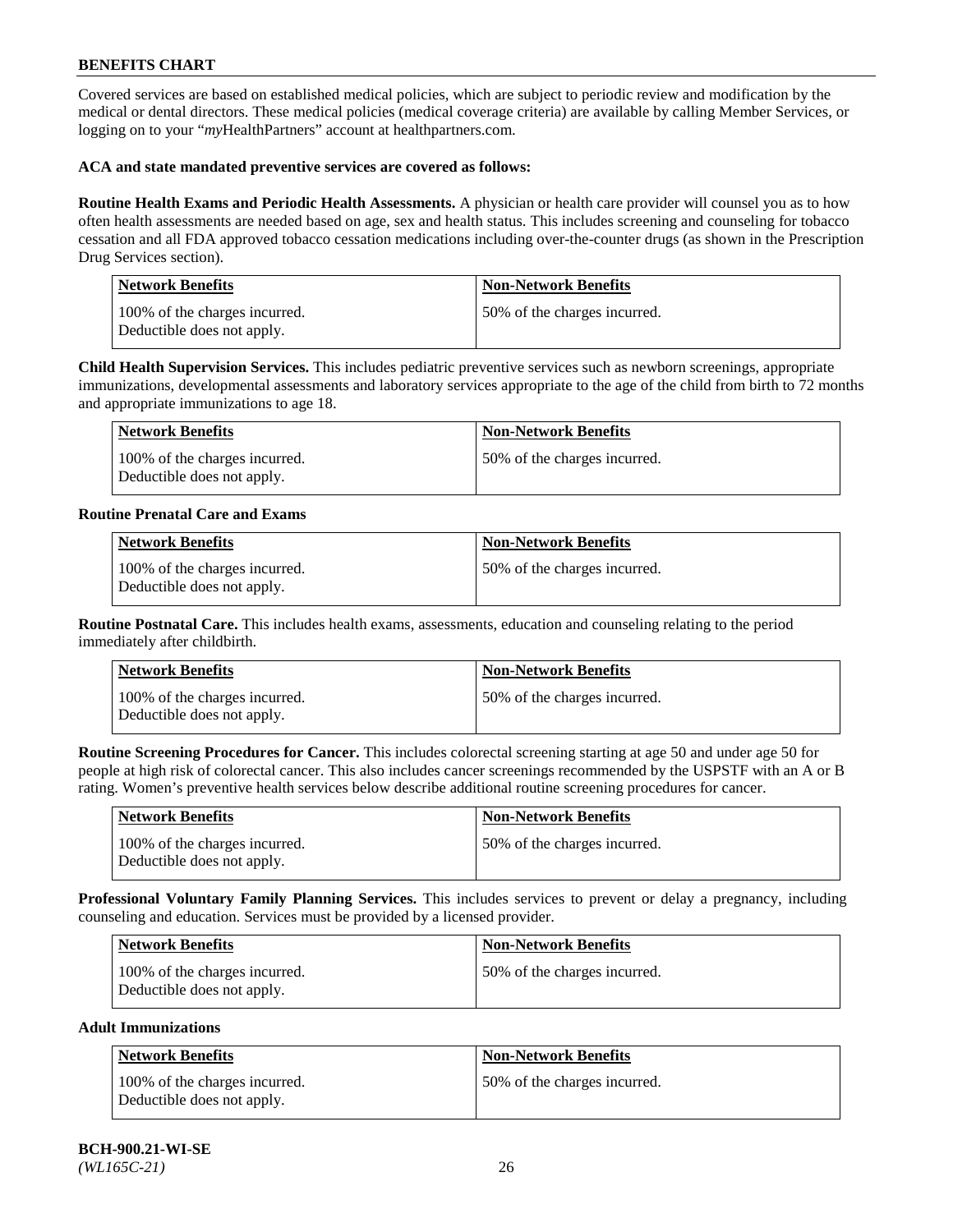Covered services are based on established medical policies, which are subject to periodic review and modification by the medical or dental directors. These medical policies (medical coverage criteria) are available by calling Member Services, or logging on to your "*my*HealthPartners" account at healthpartners.com.

**ACA and state mandated preventive services are covered as follows:**

**Routine Health Exams and Periodic Health Assessments.** A physician or health care provider will counsel you as to how often health assessments are needed based on age, sex and health status. This includes screening and counseling for tobacco cessation and all FDA approved tobacco cessation medications including over-the-counter drugs (as shown in the Prescription Drug Services section).

| Network Benefits | Non-Network Benefits |
|---|---|
| 100% of the charges incurred. Deductible does not apply. | 50% of the charges incurred. |

**Child Health Supervision Services.** This includes pediatric preventive services such as newborn screenings, appropriate immunizations, developmental assessments and laboratory services appropriate to the age of the child from birth to 72 months and appropriate immunizations to age 18.

| Network Benefits | Non-Network Benefits |
|---|---|
| 100% of the charges incurred. Deductible does not apply. | 50% of the charges incurred. |

**Routine Prenatal Care and Exams**

| Network Benefits | Non-Network Benefits |
|---|---|
| 100% of the charges incurred. Deductible does not apply. | 50% of the charges incurred. |

**Routine Postnatal Care.** This includes health exams, assessments, education and counseling relating to the period immediately after childbirth.

| Network Benefits | Non-Network Benefits |
|---|---|
| 100% of the charges incurred. Deductible does not apply. | 50% of the charges incurred. |

**Routine Screening Procedures for Cancer.** This includes colorectal screening starting at age 50 and under age 50 for people at high risk of colorectal cancer. This also includes cancer screenings recommended by the USPSTF with an A or B rating. Women's preventive health services below describe additional routine screening procedures for cancer.

| Network Benefits | Non-Network Benefits |
|---|---|
| 100% of the charges incurred. Deductible does not apply. | 50% of the charges incurred. |

**Professional Voluntary Family Planning Services.** This includes services to prevent or delay a pregnancy, including counseling and education. Services must be provided by a licensed provider.

| Network Benefits | Non-Network Benefits |
|---|---|
| 100% of the charges incurred. Deductible does not apply. | 50% of the charges incurred. |

**Adult Immunizations**

| Network Benefits | Non-Network Benefits |
|---|---|
| 100% of the charges incurred. Deductible does not apply. | 50% of the charges incurred. |

BCH-900.21-WI-SE
*(WL165C-21)*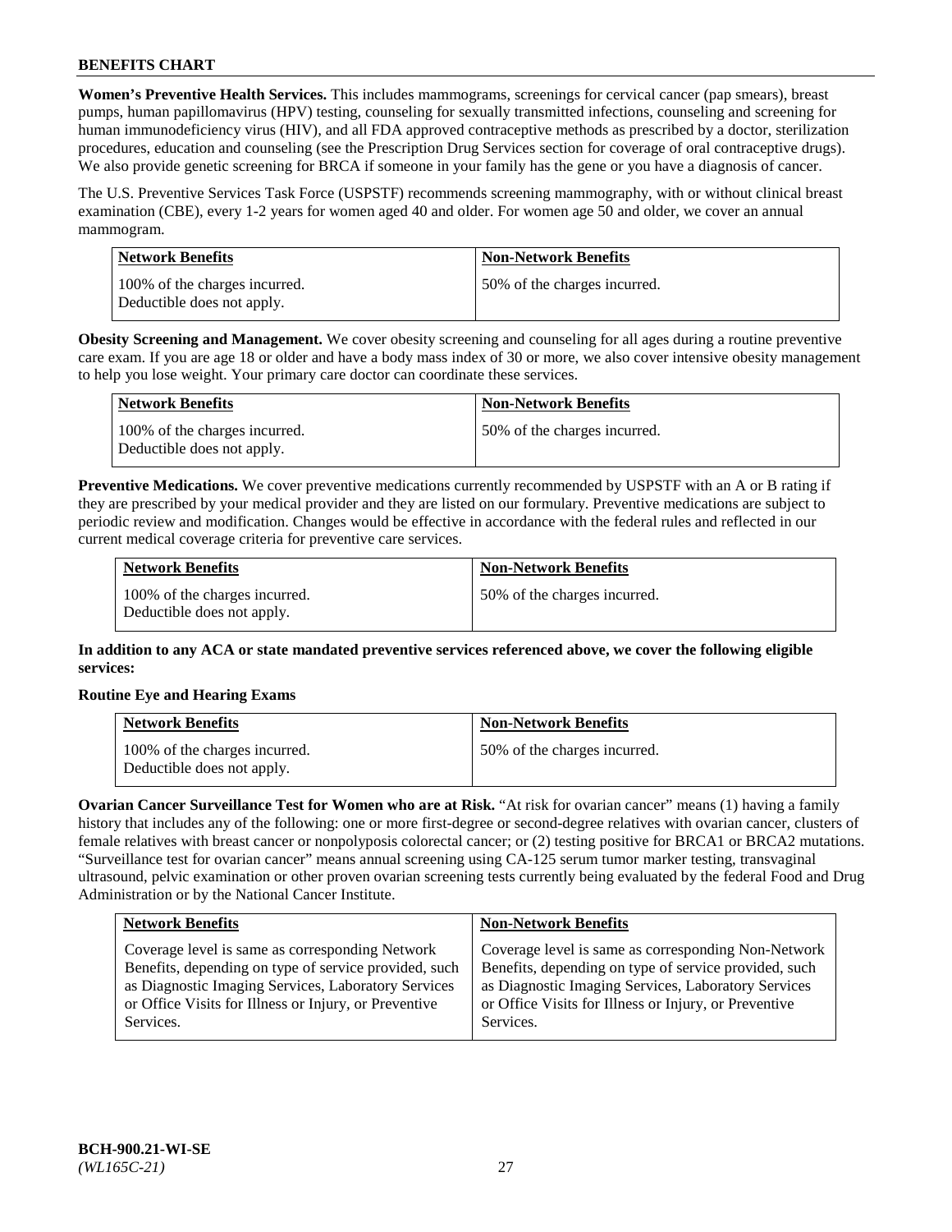**Women's Preventive Health Services.** This includes mammograms, screenings for cervical cancer (pap smears), breast pumps, human papillomavirus (HPV) testing, counseling for sexually transmitted infections, counseling and screening for human immunodeficiency virus (HIV), and all FDA approved contraceptive methods as prescribed by a doctor, sterilization procedures, education and counseling (see the Prescription Drug Services section for coverage of oral contraceptive drugs). We also provide genetic screening for BRCA if someone in your family has the gene or you have a diagnosis of cancer.

The U.S. Preventive Services Task Force (USPSTF) recommends screening mammography, with or without clinical breast examination (CBE), every 1-2 years for women aged 40 and older. For women age 50 and older, we cover an annual mammogram.

| Network Benefits | Non-Network Benefits |
|---|---|
| 100% of the charges incurred. Deductible does not apply. | 50% of the charges incurred. |

**Obesity Screening and Management.** We cover obesity screening and counseling for all ages during a routine preventive care exam. If you are age 18 or older and have a body mass index of 30 or more, we also cover intensive obesity management to help you lose weight. Your primary care doctor can coordinate these services.

| Network Benefits | Non-Network Benefits |
|---|---|
| 100% of the charges incurred. Deductible does not apply. | 50% of the charges incurred. |

**Preventive Medications.** We cover preventive medications currently recommended by USPSTF with an A or B rating if they are prescribed by your medical provider and they are listed on our formulary. Preventive medications are subject to periodic review and modification. Changes would be effective in accordance with the federal rules and reflected in our current medical coverage criteria for preventive care services.

| Network Benefits | Non-Network Benefits |
|---|---|
| 100% of the charges incurred. Deductible does not apply. | 50% of the charges incurred. |

**In addition to any ACA or state mandated preventive services referenced above, we cover the following eligible services:**

**Routine Eye and Hearing Exams**

| Network Benefits | Non-Network Benefits |
|---|---|
| 100% of the charges incurred. Deductible does not apply. | 50% of the charges incurred. |

**Ovarian Cancer Surveillance Test for Women who are at Risk.** "At risk for ovarian cancer" means (1) having a family history that includes any of the following: one or more first-degree or second-degree relatives with ovarian cancer, clusters of female relatives with breast cancer or nonpolyposis colorectal cancer; or (2) testing positive for BRCA1 or BRCA2 mutations. "Surveillance test for ovarian cancer" means annual screening using CA-125 serum tumor marker testing, transvaginal ultrasound, pelvic examination or other proven ovarian screening tests currently being evaluated by the federal Food and Drug Administration or by the National Cancer Institute.

| Network Benefits | Non-Network Benefits |
|---|---|
| Coverage level is same as corresponding Network Benefits, depending on type of service provided, such as Diagnostic Imaging Services, Laboratory Services or Office Visits for Illness or Injury, or Preventive Services. | Coverage level is same as corresponding Non-Network Benefits, depending on type of service provided, such as Diagnostic Imaging Services, Laboratory Services or Office Visits for Illness or Injury, or Preventive Services. |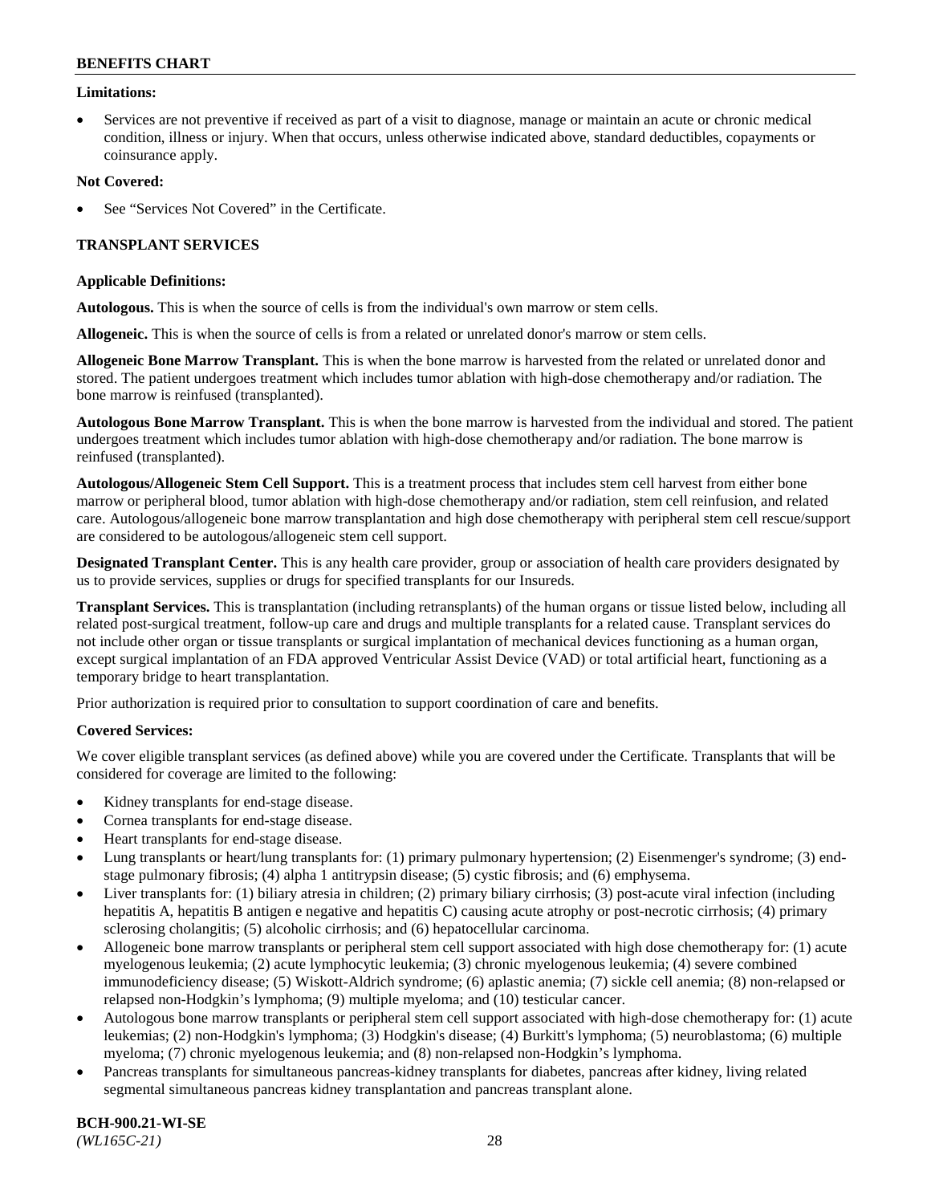**Limitations:**

- Services are not preventive if received as part of a visit to diagnose, manage or maintain an acute or chronic medical condition, illness or injury. When that occurs, unless otherwise indicated above, standard deductibles, copayments or coinsurance apply.

**Not Covered:**

- See "Services Not Covered" in the Certificate.

## TRANSPLANT SERVICES

**Applicable Definitions:**

**Autologous.** This is when the source of cells is from the individual's own marrow or stem cells.

**Allogeneic.** This is when the source of cells is from a related or unrelated donor's marrow or stem cells.

**Allogeneic Bone Marrow Transplant.** This is when the bone marrow is harvested from the related or unrelated donor and stored. The patient undergoes treatment which includes tumor ablation with high-dose chemotherapy and/or radiation. The bone marrow is reinfused (transplanted).

**Autologous Bone Marrow Transplant.** This is when the bone marrow is harvested from the individual and stored. The patient undergoes treatment which includes tumor ablation with high-dose chemotherapy and/or radiation. The bone marrow is reinfused (transplanted).

**Autologous/Allogeneic Stem Cell Support.** This is a treatment process that includes stem cell harvest from either bone marrow or peripheral blood, tumor ablation with high-dose chemotherapy and/or radiation, stem cell reinfusion, and related care. Autologous/allogeneic bone marrow transplantation and high dose chemotherapy with peripheral stem cell rescue/support are considered to be autologous/allogeneic stem cell support.

**Designated Transplant Center.** This is any health care provider, group or association of health care providers designated by us to provide services, supplies or drugs for specified transplants for our Insureds.

**Transplant Services.** This is transplantation (including retransplants) of the human organs or tissue listed below, including all related post-surgical treatment, follow-up care and drugs and multiple transplants for a related cause. Transplant services do not include other organ or tissue transplants or surgical implantation of mechanical devices functioning as a human organ, except surgical implantation of an FDA approved Ventricular Assist Device (VAD) or total artificial heart, functioning as a temporary bridge to heart transplantation.

Prior authorization is required prior to consultation to support coordination of care and benefits.

**Covered Services:**

We cover eligible transplant services (as defined above) while you are covered under the Certificate. Transplants that will be considered for coverage are limited to the following:

- Kidney transplants for end-stage disease.
- Cornea transplants for end-stage disease.
- Heart transplants for end-stage disease.
- Lung transplants or heart/lung transplants for: (1) primary pulmonary hypertension; (2) Eisenmenger's syndrome; (3) end-stage pulmonary fibrosis; (4) alpha 1 antitrypsin disease; (5) cystic fibrosis; and (6) emphysema.
- Liver transplants for: (1) biliary atresia in children; (2) primary biliary cirrhosis; (3) post-acute viral infection (including hepatitis A, hepatitis B antigen e negative and hepatitis C) causing acute atrophy or post-necrotic cirrhosis; (4) primary sclerosing cholangitis; (5) alcoholic cirrhosis; and (6) hepatocellular carcinoma.
- Allogeneic bone marrow transplants or peripheral stem cell support associated with high dose chemotherapy for: (1) acute myelogenous leukemia; (2) acute lymphocytic leukemia; (3) chronic myelogenous leukemia; (4) severe combined immunodeficiency disease; (5) Wiskott-Aldrich syndrome; (6) aplastic anemia; (7) sickle cell anemia; (8) non-relapsed or relapsed non-Hodgkin's lymphoma; (9) multiple myeloma; and (10) testicular cancer.
- Autologous bone marrow transplants or peripheral stem cell support associated with high-dose chemotherapy for: (1) acute leukemias; (2) non-Hodgkin's lymphoma; (3) Hodgkin's disease; (4) Burkitt's lymphoma; (5) neuroblastoma; (6) multiple myeloma; (7) chronic myelogenous leukemia; and (8) non-relapsed non-Hodgkin's lymphoma.
- Pancreas transplants for simultaneous pancreas-kidney transplants for diabetes, pancreas after kidney, living related segmental simultaneous pancreas kidney transplantation and pancreas transplant alone.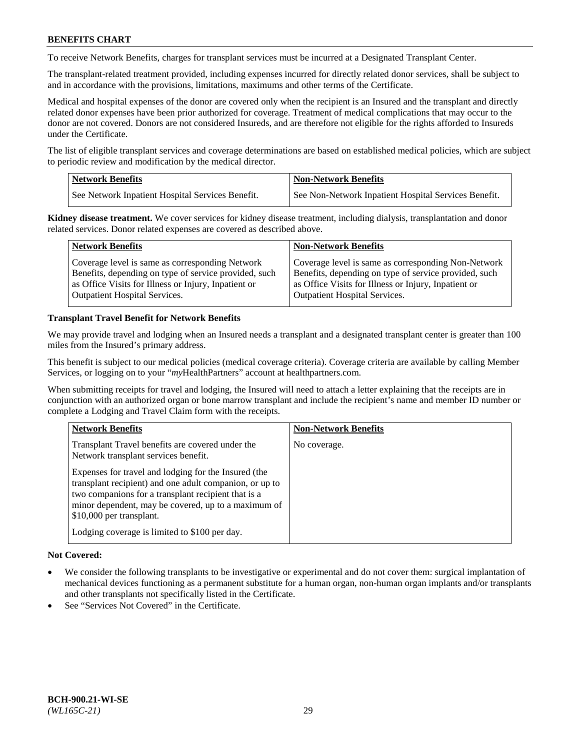To receive Network Benefits, charges for transplant services must be incurred at a Designated Transplant Center.

The transplant-related treatment provided, including expenses incurred for directly related donor services, shall be subject to and in accordance with the provisions, limitations, maximums and other terms of the Certificate.

Medical and hospital expenses of the donor are covered only when the recipient is an Insured and the transplant and directly related donor expenses have been prior authorized for coverage. Treatment of medical complications that may occur to the donor are not covered. Donors are not considered Insureds, and are therefore not eligible for the rights afforded to Insureds under the Certificate.

The list of eligible transplant services and coverage determinations are based on established medical policies, which are subject to periodic review and modification by the medical director.

| Network Benefits | Non-Network Benefits |
|---|---|
| See Network Inpatient Hospital Services Benefit. | See Non-Network Inpatient Hospital Services Benefit. |

**Kidney disease treatment.** We cover services for kidney disease treatment, including dialysis, transplantation and donor related services. Donor related expenses are covered as described above.

| Network Benefits | Non-Network Benefits |
|---|---|
| Coverage level is same as corresponding Network Benefits, depending on type of service provided, such as Office Visits for Illness or Injury, Inpatient or Outpatient Hospital Services. | Coverage level is same as corresponding Non-Network Benefits, depending on type of service provided, such as Office Visits for Illness or Injury, Inpatient or Outpatient Hospital Services. |

**Transplant Travel Benefit for Network Benefits**

We may provide travel and lodging when an Insured needs a transplant and a designated transplant center is greater than 100 miles from the Insured's primary address.

This benefit is subject to our medical policies (medical coverage criteria). Coverage criteria are available by calling Member Services, or logging on to your "*my*HealthPartners" account at healthpartners.com.

When submitting receipts for travel and lodging, the Insured will need to attach a letter explaining that the receipts are in conjunction with an authorized organ or bone marrow transplant and include the recipient's name and member ID number or complete a Lodging and Travel Claim form with the receipts.

| Network Benefits | Non-Network Benefits |
|---|---|
| Transplant Travel benefits are covered under the Network transplant services benefit.<br><br>Expenses for travel and lodging for the Insured (the transplant recipient) and one adult companion, or up to two companions for a transplant recipient that is a minor dependent, may be covered, up to a maximum of $10,000 per transplant.<br><br>Lodging coverage is limited to $100 per day. | No coverage. |

**Not Covered:**

- We consider the following transplants to be investigative or experimental and do not cover them: surgical implantation of mechanical devices functioning as a permanent substitute for a human organ, non-human organ implants and/or transplants and other transplants not specifically listed in the Certificate.
- See "Services Not Covered" in the Certificate.